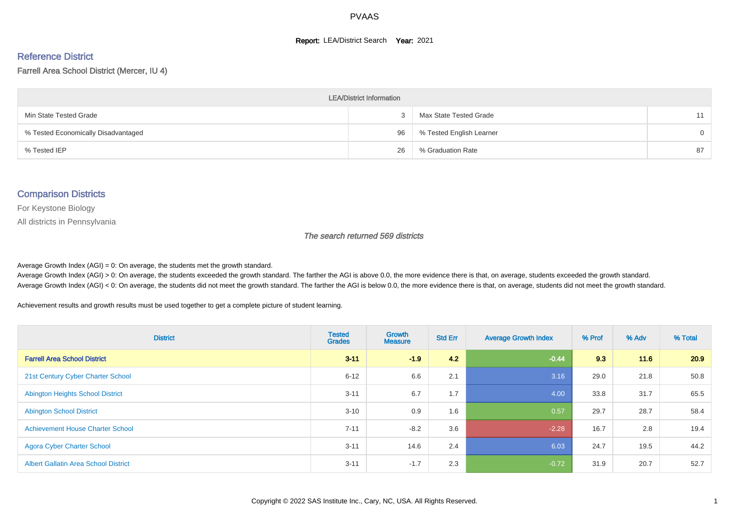# PVAAS

**Report:** LEA/District Search **Year:** 2021

## Reference District

Farrell Area School District (Mercer, IU 4)

| LEA/District Information | | | |
|---|---|---|---|
| Min State Tested Grade | 3 | Max State Tested Grade | 11 |
| % Tested Economically Disadvantaged | 96 | % Tested English Learner | 0 |
| % Tested IEP | 26 | % Graduation Rate | 87 |

## Comparison Districts

For Keystone Biology

All districts in Pennsylvania

*The search returned 569 districts*

Average Growth Index (AGI) = 0: On average, the students met the growth standard.

Average Growth Index (AGI) > 0: On average, the students exceeded the growth standard. The farther the AGI is above 0.0, the more evidence there is that, on average, students exceeded the growth standard.

Average Growth Index (AGI) < 0: On average, the students did not meet the growth standard. The farther the AGI is below 0.0, the more evidence there is that, on average, students did not meet the growth standard.

Achievement results and growth results must be used together to get a complete picture of student learning.

| District | Tested Grades | Growth Measure | Std Err | Average Growth Index | % Prof | % Adv | % Total |
|---|---|---|---|---|---|---|---|
| **Farrell Area School District** | **3-11** | **-1.9** | **4.2** | **-0.44** | **9.3** | **11.6** | **20.9** |
| 21st Century Cyber Charter School | 6-12 | 6.6 | 2.1 | 3.16 | 29.0 | 21.8 | 50.8 |
| Abington Heights School District | 3-11 | 6.7 | 1.7 | 4.00 | 33.8 | 31.7 | 65.5 |
| Abington School District | 3-10 | 0.9 | 1.6 | 0.57 | 29.7 | 28.7 | 58.4 |
| Achievement House Charter School | 7-11 | -8.2 | 3.6 | -2.28 | 16.7 | 2.8 | 19.4 |
| Agora Cyber Charter School | 3-11 | 14.6 | 2.4 | 6.03 | 24.7 | 19.5 | 44.2 |
| Albert Gallatin Area School District | 3-11 | -1.7 | 2.3 | -0.72 | 31.9 | 20.7 | 52.7 |

Copyright © 2022 SAS Institute Inc., Cary, NC, USA. All Rights Reserved.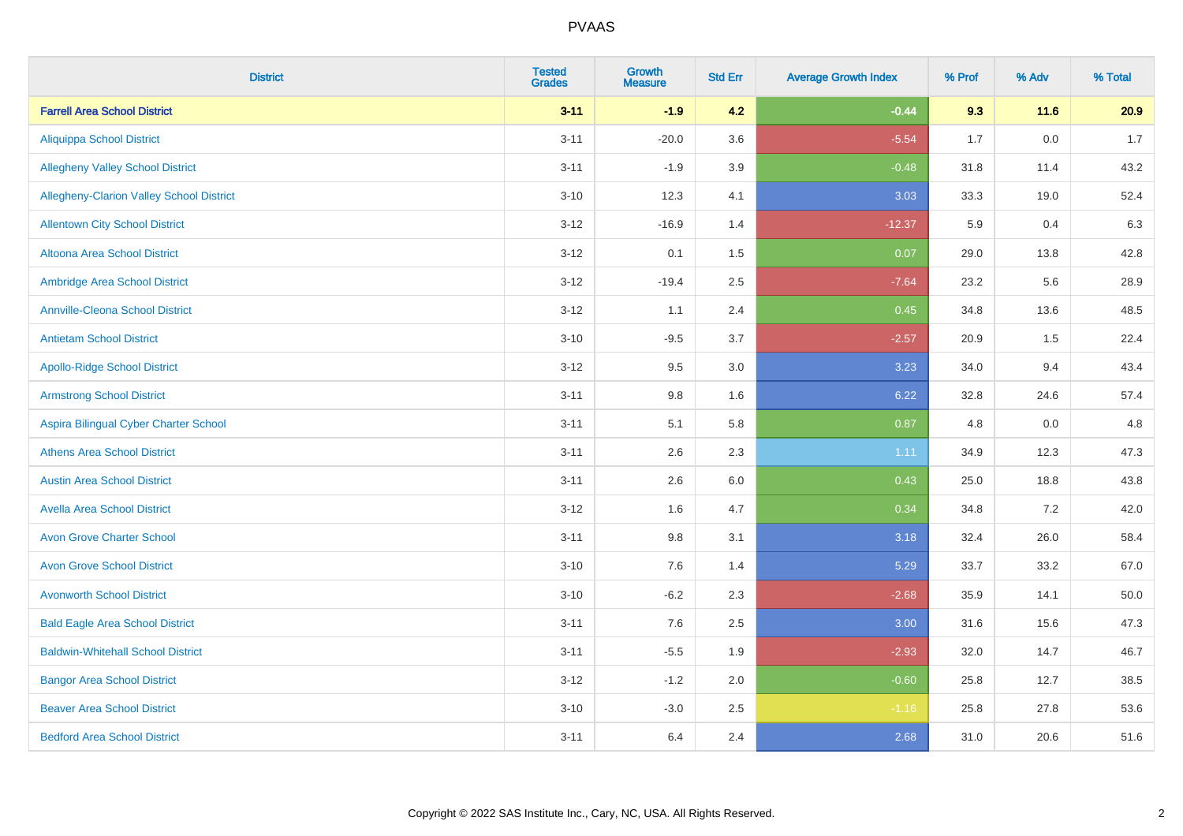# PVAAS

| District | Tested Grades | Growth Measure | Std Err | Average Growth Index | % Prof | % Adv | % Total |
|---|---|---|---|---|---|---|---|
| **Farrell Area School District** | **3-11** | **-1.9** | **4.2** | **-0.44** | **9.3** | **11.6** | **20.9** |
| Aliquippa School District | 3-11 | -20.0 | 3.6 | -5.54 | 1.7 | 0.0 | 1.7 |
| Allegheny Valley School District | 3-11 | -1.9 | 3.9 | -0.48 | 31.8 | 11.4 | 43.2 |
| Allegheny-Clarion Valley School District | 3-10 | 12.3 | 4.1 | 3.03 | 33.3 | 19.0 | 52.4 |
| Allentown City School District | 3-12 | -16.9 | 1.4 | -12.37 | 5.9 | 0.4 | 6.3 |
| Altoona Area School District | 3-12 | 0.1 | 1.5 | 0.07 | 29.0 | 13.8 | 42.8 |
| Ambridge Area School District | 3-12 | -19.4 | 2.5 | -7.64 | 23.2 | 5.6 | 28.9 |
| Annville-Cleona School District | 3-12 | 1.1 | 2.4 | 0.45 | 34.8 | 13.6 | 48.5 |
| Antietam School District | 3-10 | -9.5 | 3.7 | -2.57 | 20.9 | 1.5 | 22.4 |
| Apollo-Ridge School District | 3-12 | 9.5 | 3.0 | 3.23 | 34.0 | 9.4 | 43.4 |
| Armstrong School District | 3-11 | 9.8 | 1.6 | 6.22 | 32.8 | 24.6 | 57.4 |
| Aspira Bilingual Cyber Charter School | 3-11 | 5.1 | 5.8 | 0.87 | 4.8 | 0.0 | 4.8 |
| Athens Area School District | 3-11 | 2.6 | 2.3 | 1.11 | 34.9 | 12.3 | 47.3 |
| Austin Area School District | 3-11 | 2.6 | 6.0 | 0.43 | 25.0 | 18.8 | 43.8 |
| Avella Area School District | 3-12 | 1.6 | 4.7 | 0.34 | 34.8 | 7.2 | 42.0 |
| Avon Grove Charter School | 3-11 | 9.8 | 3.1 | 3.18 | 32.4 | 26.0 | 58.4 |
| Avon Grove School District | 3-10 | 7.6 | 1.4 | 5.29 | 33.7 | 33.2 | 67.0 |
| Avonworth School District | 3-10 | -6.2 | 2.3 | -2.68 | 35.9 | 14.1 | 50.0 |
| Bald Eagle Area School District | 3-11 | 7.6 | 2.5 | 3.00 | 31.6 | 15.6 | 47.3 |
| Baldwin-Whitehall School District | 3-11 | -5.5 | 1.9 | -2.93 | 32.0 | 14.7 | 46.7 |
| Bangor Area School District | 3-12 | -1.2 | 2.0 | -0.60 | 25.8 | 12.7 | 38.5 |
| Beaver Area School District | 3-10 | -3.0 | 2.5 | -1.16 | 25.8 | 27.8 | 53.6 |
| Bedford Area School District | 3-11 | 6.4 | 2.4 | 2.68 | 31.0 | 20.6 | 51.6 |

Copyright © 2022 SAS Institute Inc., Cary, NC, USA. All Rights Reserved.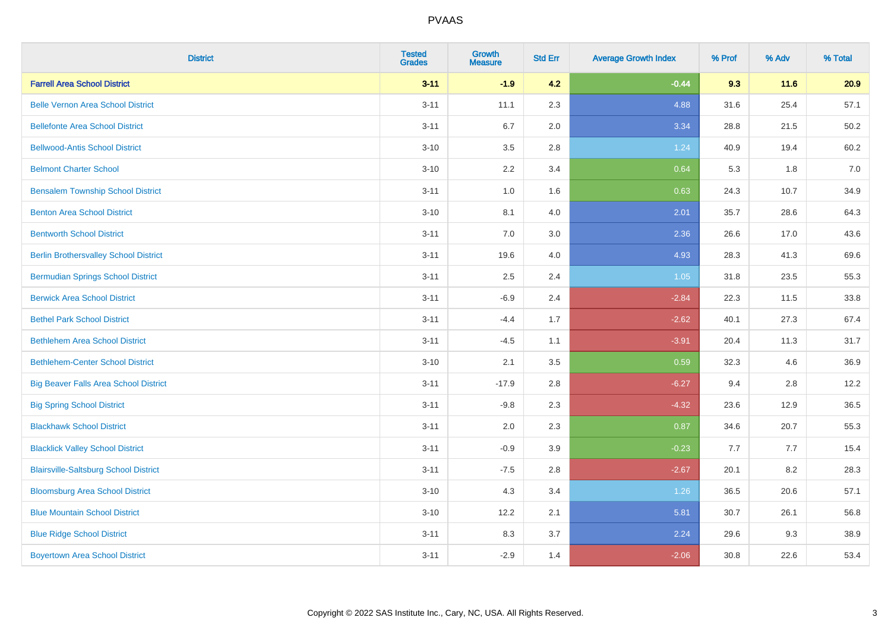# PVAAS

| District | Tested Grades | Growth Measure | Std Err | Average Growth Index | % Prof | % Adv | % Total |
|---|---|---|---|---|---|---|---|
| **Farrell Area School District** | **3-11** | **-1.9** | **4.2** | **-0.44** | **9.3** | **11.6** | **20.9** |
| Belle Vernon Area School District | 3-11 | 11.1 | 2.3 | 4.88 | 31.6 | 25.4 | 57.1 |
| Bellefonte Area School District | 3-11 | 6.7 | 2.0 | 3.34 | 28.8 | 21.5 | 50.2 |
| Bellwood-Antis School District | 3-10 | 3.5 | 2.8 | 1.24 | 40.9 | 19.4 | 60.2 |
| Belmont Charter School | 3-10 | 2.2 | 3.4 | 0.64 | 5.3 | 1.8 | 7.0 |
| Bensalem Township School District | 3-11 | 1.0 | 1.6 | 0.63 | 24.3 | 10.7 | 34.9 |
| Benton Area School District | 3-10 | 8.1 | 4.0 | 2.01 | 35.7 | 28.6 | 64.3 |
| Bentworth School District | 3-11 | 7.0 | 3.0 | 2.36 | 26.6 | 17.0 | 43.6 |
| Berlin Brothersvalley School District | 3-11 | 19.6 | 4.0 | 4.93 | 28.3 | 41.3 | 69.6 |
| Bermudian Springs School District | 3-11 | 2.5 | 2.4 | 1.05 | 31.8 | 23.5 | 55.3 |
| Berwick Area School District | 3-11 | -6.9 | 2.4 | -2.84 | 22.3 | 11.5 | 33.8 |
| Bethel Park School District | 3-11 | -4.4 | 1.7 | -2.62 | 40.1 | 27.3 | 67.4 |
| Bethlehem Area School District | 3-11 | -4.5 | 1.1 | -3.91 | 20.4 | 11.3 | 31.7 |
| Bethlehem-Center School District | 3-10 | 2.1 | 3.5 | 0.59 | 32.3 | 4.6 | 36.9 |
| Big Beaver Falls Area School District | 3-11 | -17.9 | 2.8 | -6.27 | 9.4 | 2.8 | 12.2 |
| Big Spring School District | 3-11 | -9.8 | 2.3 | -4.32 | 23.6 | 12.9 | 36.5 |
| Blackhawk School District | 3-11 | 2.0 | 2.3 | 0.87 | 34.6 | 20.7 | 55.3 |
| Blacklick Valley School District | 3-11 | -0.9 | 3.9 | -0.23 | 7.7 | 7.7 | 15.4 |
| Blairsville-Saltsburg School District | 3-11 | -7.5 | 2.8 | -2.67 | 20.1 | 8.2 | 28.3 |
| Bloomsburg Area School District | 3-10 | 4.3 | 3.4 | 1.26 | 36.5 | 20.6 | 57.1 |
| Blue Mountain School District | 3-10 | 12.2 | 2.1 | 5.81 | 30.7 | 26.1 | 56.8 |
| Blue Ridge School District | 3-11 | 8.3 | 3.7 | 2.24 | 29.6 | 9.3 | 38.9 |
| Boyertown Area School District | 3-11 | -2.9 | 1.4 | -2.06 | 30.8 | 22.6 | 53.4 |

Copyright © 2022 SAS Institute Inc., Cary, NC, USA. All Rights Reserved.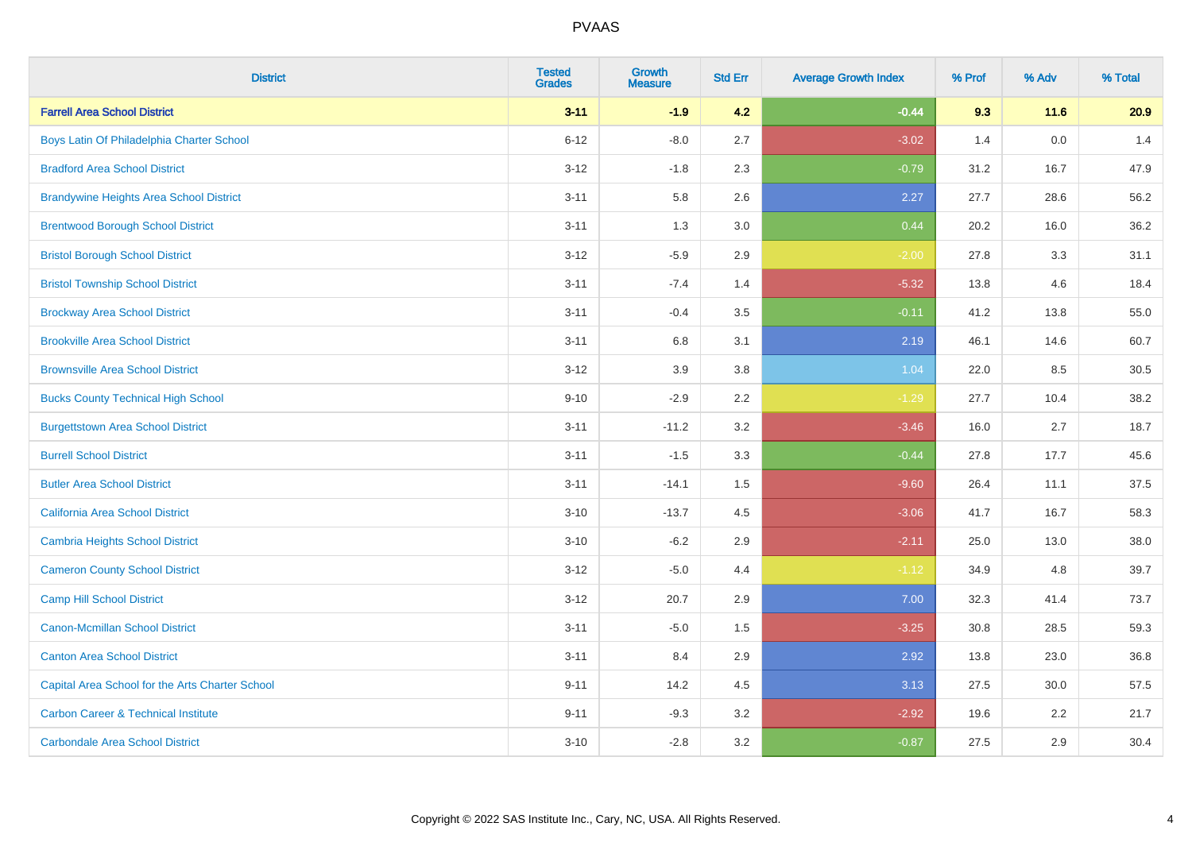# PVAAS

| District | Tested Grades | Growth Measure | Std Err | Average Growth Index | % Prof | % Adv | % Total |
|---|---|---|---|---|---|---|---|
| **Farrell Area School District** | **3-11** | **-1.9** | **4.2** | **-0.44** | **9.3** | **11.6** | **20.9** |
| Boys Latin Of Philadelphia Charter School | 6-12 | -8.0 | 2.7 | -3.02 | 1.4 | 0.0 | 1.4 |
| Bradford Area School District | 3-12 | -1.8 | 2.3 | -0.79 | 31.2 | 16.7 | 47.9 |
| Brandywine Heights Area School District | 3-11 | 5.8 | 2.6 | 2.27 | 27.7 | 28.6 | 56.2 |
| Brentwood Borough School District | 3-11 | 1.3 | 3.0 | 0.44 | 20.2 | 16.0 | 36.2 |
| Bristol Borough School District | 3-12 | -5.9 | 2.9 | -2.00 | 27.8 | 3.3 | 31.1 |
| Bristol Township School District | 3-11 | -7.4 | 1.4 | -5.32 | 13.8 | 4.6 | 18.4 |
| Brockway Area School District | 3-11 | -0.4 | 3.5 | -0.11 | 41.2 | 13.8 | 55.0 |
| Brookville Area School District | 3-11 | 6.8 | 3.1 | 2.19 | 46.1 | 14.6 | 60.7 |
| Brownsville Area School District | 3-12 | 3.9 | 3.8 | 1.04 | 22.0 | 8.5 | 30.5 |
| Bucks County Technical High School | 9-10 | -2.9 | 2.2 | -1.29 | 27.7 | 10.4 | 38.2 |
| Burgettstown Area School District | 3-11 | -11.2 | 3.2 | -3.46 | 16.0 | 2.7 | 18.7 |
| Burrell School District | 3-11 | -1.5 | 3.3 | -0.44 | 27.8 | 17.7 | 45.6 |
| Butler Area School District | 3-11 | -14.1 | 1.5 | -9.60 | 26.4 | 11.1 | 37.5 |
| California Area School District | 3-10 | -13.7 | 4.5 | -3.06 | 41.7 | 16.7 | 58.3 |
| Cambria Heights School District | 3-10 | -6.2 | 2.9 | -2.11 | 25.0 | 13.0 | 38.0 |
| Cameron County School District | 3-12 | -5.0 | 4.4 | -1.12 | 34.9 | 4.8 | 39.7 |
| Camp Hill School District | 3-12 | 20.7 | 2.9 | 7.00 | 32.3 | 41.4 | 73.7 |
| Canon-Mcmillan School District | 3-11 | -5.0 | 1.5 | -3.25 | 30.8 | 28.5 | 59.3 |
| Canton Area School District | 3-11 | 8.4 | 2.9 | 2.92 | 13.8 | 23.0 | 36.8 |
| Capital Area School for the Arts Charter School | 9-11 | 14.2 | 4.5 | 3.13 | 27.5 | 30.0 | 57.5 |
| Carbon Career & Technical Institute | 9-11 | -9.3 | 3.2 | -2.92 | 19.6 | 2.2 | 21.7 |
| Carbondale Area School District | 3-10 | -2.8 | 3.2 | -0.87 | 27.5 | 2.9 | 30.4 |

Copyright © 2022 SAS Institute Inc., Cary, NC, USA. All Rights Reserved.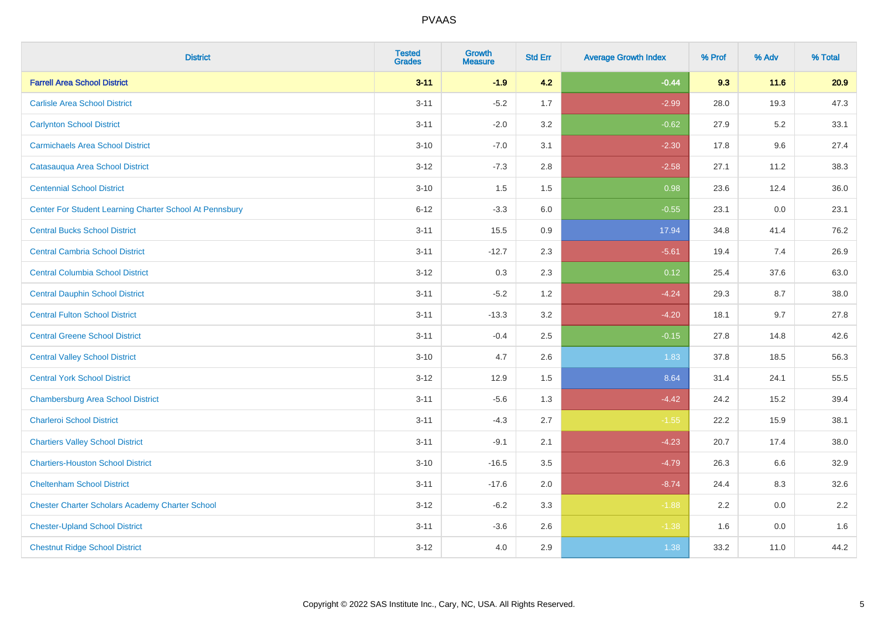| District | Tested Grades | Growth Measure | Std Err | Average Growth Index | % Prof | % Adv | % Total |
|---|---|---|---|---|---|---|---|
| **Farrell Area School District** | **3-11** | **-1.9** | **4.2** | **-0.44** | **9.3** | **11.6** | **20.9** |
| Carlisle Area School District | 3-11 | -5.2 | 1.7 | -2.99 | 28.0 | 19.3 | 47.3 |
| Carlynton School District | 3-11 | -2.0 | 3.2 | -0.62 | 27.9 | 5.2 | 33.1 |
| Carmichaels Area School District | 3-10 | -7.0 | 3.1 | -2.30 | 17.8 | 9.6 | 27.4 |
| Catasauqua Area School District | 3-12 | -7.3 | 2.8 | -2.58 | 27.1 | 11.2 | 38.3 |
| Centennial School District | 3-10 | 1.5 | 1.5 | 0.98 | 23.6 | 12.4 | 36.0 |
| Center For Student Learning Charter School At Pennsbury | 6-12 | -3.3 | 6.0 | -0.55 | 23.1 | 0.0 | 23.1 |
| Central Bucks School District | 3-11 | 15.5 | 0.9 | 17.94 | 34.8 | 41.4 | 76.2 |
| Central Cambria School District | 3-11 | -12.7 | 2.3 | -5.61 | 19.4 | 7.4 | 26.9 |
| Central Columbia School District | 3-12 | 0.3 | 2.3 | 0.12 | 25.4 | 37.6 | 63.0 |
| Central Dauphin School District | 3-11 | -5.2 | 1.2 | -4.24 | 29.3 | 8.7 | 38.0 |
| Central Fulton School District | 3-11 | -13.3 | 3.2 | -4.20 | 18.1 | 9.7 | 27.8 |
| Central Greene School District | 3-11 | -0.4 | 2.5 | -0.15 | 27.8 | 14.8 | 42.6 |
| Central Valley School District | 3-10 | 4.7 | 2.6 | 1.83 | 37.8 | 18.5 | 56.3 |
| Central York School District | 3-12 | 12.9 | 1.5 | 8.64 | 31.4 | 24.1 | 55.5 |
| Chambersburg Area School District | 3-11 | -5.6 | 1.3 | -4.42 | 24.2 | 15.2 | 39.4 |
| Charleroi School District | 3-11 | -4.3 | 2.7 | -1.55 | 22.2 | 15.9 | 38.1 |
| Chartiers Valley School District | 3-11 | -9.1 | 2.1 | -4.23 | 20.7 | 17.4 | 38.0 |
| Chartiers-Houston School District | 3-10 | -16.5 | 3.5 | -4.79 | 26.3 | 6.6 | 32.9 |
| Cheltenham School District | 3-11 | -17.6 | 2.0 | -8.74 | 24.4 | 8.3 | 32.6 |
| Chester Charter Scholars Academy Charter School | 3-12 | -6.2 | 3.3 | -1.88 | 2.2 | 0.0 | 2.2 |
| Chester-Upland School District | 3-11 | -3.6 | 2.6 | -1.38 | 1.6 | 0.0 | 1.6 |
| Chestnut Ridge School District | 3-12 | 4.0 | 2.9 | 1.38 | 33.2 | 11.0 | 44.2 |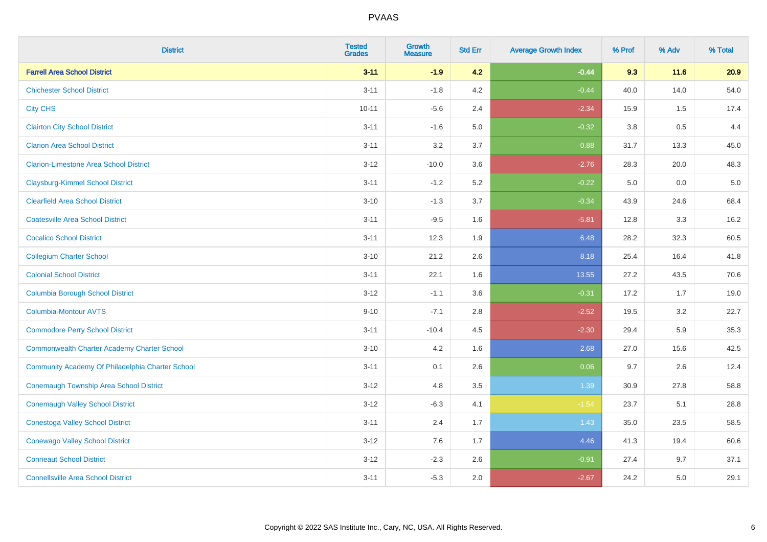PVAAS

| District | Tested Grades | Growth Measure | Std Err | Average Growth Index | % Prof | % Adv | % Total |
|---|---|---|---|---|---|---|---|
| **Farrell Area School District** | **3-11** | **-1.9** | **4.2** | **-0.44** | **9.3** | **11.6** | **20.9** |
| Chichester School District | 3-11 | -1.8 | 4.2 | -0.44 | 40.0 | 14.0 | 54.0 |
| City CHS | 10-11 | -5.6 | 2.4 | -2.34 | 15.9 | 1.5 | 17.4 |
| Clairton City School District | 3-11 | -1.6 | 5.0 | -0.32 | 3.8 | 0.5 | 4.4 |
| Clarion Area School District | 3-11 | 3.2 | 3.7 | 0.88 | 31.7 | 13.3 | 45.0 |
| Clarion-Limestone Area School District | 3-12 | -10.0 | 3.6 | -2.76 | 28.3 | 20.0 | 48.3 |
| Claysburg-Kimmel School District | 3-11 | -1.2 | 5.2 | -0.22 | 5.0 | 0.0 | 5.0 |
| Clearfield Area School District | 3-10 | -1.3 | 3.7 | -0.34 | 43.9 | 24.6 | 68.4 |
| Coatesville Area School District | 3-11 | -9.5 | 1.6 | -5.81 | 12.8 | 3.3 | 16.2 |
| Cocalico School District | 3-11 | 12.3 | 1.9 | 6.48 | 28.2 | 32.3 | 60.5 |
| Collegium Charter School | 3-10 | 21.2 | 2.6 | 8.18 | 25.4 | 16.4 | 41.8 |
| Colonial School District | 3-11 | 22.1 | 1.6 | 13.55 | 27.2 | 43.5 | 70.6 |
| Columbia Borough School District | 3-12 | -1.1 | 3.6 | -0.31 | 17.2 | 1.7 | 19.0 |
| Columbia-Montour AVTS | 9-10 | -7.1 | 2.8 | -2.52 | 19.5 | 3.2 | 22.7 |
| Commodore Perry School District | 3-11 | -10.4 | 4.5 | -2.30 | 29.4 | 5.9 | 35.3 |
| Commonwealth Charter Academy Charter School | 3-10 | 4.2 | 1.6 | 2.68 | 27.0 | 15.6 | 42.5 |
| Community Academy Of Philadelphia Charter School | 3-11 | 0.1 | 2.6 | 0.06 | 9.7 | 2.6 | 12.4 |
| Conemaugh Township Area School District | 3-12 | 4.8 | 3.5 | 1.39 | 30.9 | 27.8 | 58.8 |
| Conemaugh Valley School District | 3-12 | -6.3 | 4.1 | -1.54 | 23.7 | 5.1 | 28.8 |
| Conestoga Valley School District | 3-11 | 2.4 | 1.7 | 1.43 | 35.0 | 23.5 | 58.5 |
| Conewago Valley School District | 3-12 | 7.6 | 1.7 | 4.46 | 41.3 | 19.4 | 60.6 |
| Conneaut School District | 3-12 | -2.3 | 2.6 | -0.91 | 27.4 | 9.7 | 37.1 |
| Connellsville Area School District | 3-11 | -5.3 | 2.0 | -2.67 | 24.2 | 5.0 | 29.1 |

Copyright © 2022 SAS Institute Inc., Cary, NC, USA. All Rights Reserved.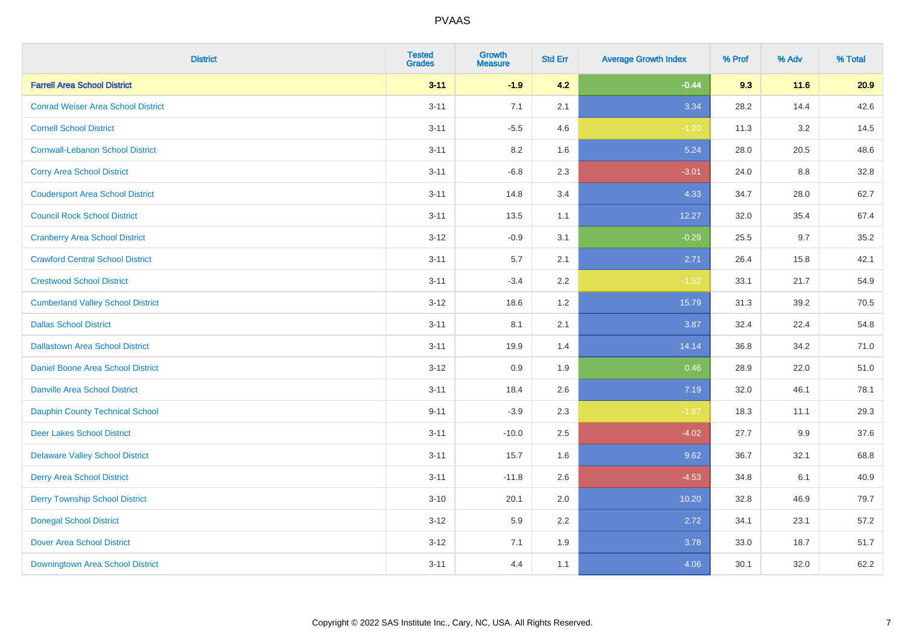# PVAAS

| District | Tested Grades | Growth Measure | Std Err | Average Growth Index | % Prof | % Adv | % Total |
|---|---|---|---|---|---|---|---|
| **Farrell Area School District** | **3-11** | **-1.9** | **4.2** | **-0.44** | **9.3** | **11.6** | **20.9** |
| Conrad Weiser Area School District | 3-11 | 7.1 | 2.1 | 3.34 | 28.2 | 14.4 | 42.6 |
| Cornell School District | 3-11 | -5.5 | 4.6 | -1.20 | 11.3 | 3.2 | 14.5 |
| Cornwall-Lebanon School District | 3-11 | 8.2 | 1.6 | 5.24 | 28.0 | 20.5 | 48.6 |
| Corry Area School District | 3-11 | -6.8 | 2.3 | -3.01 | 24.0 | 8.8 | 32.8 |
| Coudersport Area School District | 3-11 | 14.8 | 3.4 | 4.33 | 34.7 | 28.0 | 62.7 |
| Council Rock School District | 3-11 | 13.5 | 1.1 | 12.27 | 32.0 | 35.4 | 67.4 |
| Cranberry Area School District | 3-12 | -0.9 | 3.1 | -0.29 | 25.5 | 9.7 | 35.2 |
| Crawford Central School District | 3-11 | 5.7 | 2.1 | 2.71 | 26.4 | 15.8 | 42.1 |
| Crestwood School District | 3-11 | -3.4 | 2.2 | -1.52 | 33.1 | 21.7 | 54.9 |
| Cumberland Valley School District | 3-12 | 18.6 | 1.2 | 15.79 | 31.3 | 39.2 | 70.5 |
| Dallas School District | 3-11 | 8.1 | 2.1 | 3.87 | 32.4 | 22.4 | 54.8 |
| Dallastown Area School District | 3-11 | 19.9 | 1.4 | 14.14 | 36.8 | 34.2 | 71.0 |
| Daniel Boone Area School District | 3-12 | 0.9 | 1.9 | 0.46 | 28.9 | 22.0 | 51.0 |
| Danville Area School District | 3-11 | 18.4 | 2.6 | 7.19 | 32.0 | 46.1 | 78.1 |
| Dauphin County Technical School | 9-11 | -3.9 | 2.3 | -1.67 | 18.3 | 11.1 | 29.3 |
| Deer Lakes School District | 3-11 | -10.0 | 2.5 | -4.02 | 27.7 | 9.9 | 37.6 |
| Delaware Valley School District | 3-11 | 15.7 | 1.6 | 9.62 | 36.7 | 32.1 | 68.8 |
| Derry Area School District | 3-11 | -11.8 | 2.6 | -4.53 | 34.8 | 6.1 | 40.9 |
| Derry Township School District | 3-10 | 20.1 | 2.0 | 10.20 | 32.8 | 46.9 | 79.7 |
| Donegal School District | 3-12 | 5.9 | 2.2 | 2.72 | 34.1 | 23.1 | 57.2 |
| Dover Area School District | 3-12 | 7.1 | 1.9 | 3.78 | 33.0 | 18.7 | 51.7 |
| Downingtown Area School District | 3-11 | 4.4 | 1.1 | 4.06 | 30.1 | 32.0 | 62.2 |

Copyright © 2022 SAS Institute Inc., Cary, NC, USA. All Rights Reserved.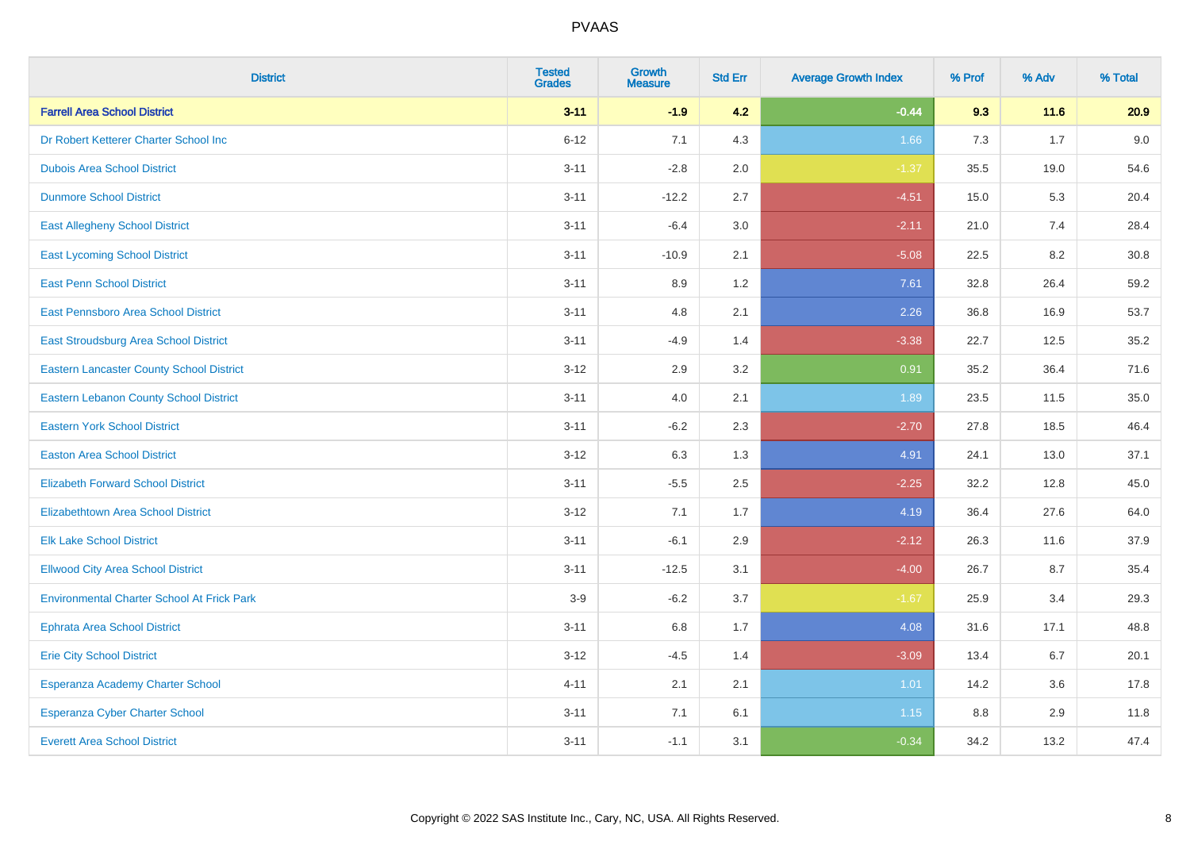# PVAAS

| District | Tested Grades | Growth Measure | Std Err | Average Growth Index | % Prof | % Adv | % Total |
|---|---|---|---|---|---|---|---|
| **Farrell Area School District** | **3-11** | **-1.9** | **4.2** | **-0.44** | **9.3** | **11.6** | **20.9** |
| Dr Robert Ketterer Charter School Inc | 6-12 | 7.1 | 4.3 | 1.66 | 7.3 | 1.7 | 9.0 |
| Dubois Area School District | 3-11 | -2.8 | 2.0 | -1.37 | 35.5 | 19.0 | 54.6 |
| Dunmore School District | 3-11 | -12.2 | 2.7 | -4.51 | 15.0 | 5.3 | 20.4 |
| East Allegheny School District | 3-11 | -6.4 | 3.0 | -2.11 | 21.0 | 7.4 | 28.4 |
| East Lycoming School District | 3-11 | -10.9 | 2.1 | -5.08 | 22.5 | 8.2 | 30.8 |
| East Penn School District | 3-11 | 8.9 | 1.2 | 7.61 | 32.8 | 26.4 | 59.2 |
| East Pennsboro Area School District | 3-11 | 4.8 | 2.1 | 2.26 | 36.8 | 16.9 | 53.7 |
| East Stroudsburg Area School District | 3-11 | -4.9 | 1.4 | -3.38 | 22.7 | 12.5 | 35.2 |
| Eastern Lancaster County School District | 3-12 | 2.9 | 3.2 | 0.91 | 35.2 | 36.4 | 71.6 |
| Eastern Lebanon County School District | 3-11 | 4.0 | 2.1 | 1.89 | 23.5 | 11.5 | 35.0 |
| Eastern York School District | 3-11 | -6.2 | 2.3 | -2.70 | 27.8 | 18.5 | 46.4 |
| Easton Area School District | 3-12 | 6.3 | 1.3 | 4.91 | 24.1 | 13.0 | 37.1 |
| Elizabeth Forward School District | 3-11 | -5.5 | 2.5 | -2.25 | 32.2 | 12.8 | 45.0 |
| Elizabethtown Area School District | 3-12 | 7.1 | 1.7 | 4.19 | 36.4 | 27.6 | 64.0 |
| Elk Lake School District | 3-11 | -6.1 | 2.9 | -2.12 | 26.3 | 11.6 | 37.9 |
| Ellwood City Area School District | 3-11 | -12.5 | 3.1 | -4.00 | 26.7 | 8.7 | 35.4 |
| Environmental Charter School At Frick Park | 3-9 | -6.2 | 3.7 | -1.67 | 25.9 | 3.4 | 29.3 |
| Ephrata Area School District | 3-11 | 6.8 | 1.7 | 4.08 | 31.6 | 17.1 | 48.8 |
| Erie City School District | 3-12 | -4.5 | 1.4 | -3.09 | 13.4 | 6.7 | 20.1 |
| Esperanza Academy Charter School | 4-11 | 2.1 | 2.1 | 1.01 | 14.2 | 3.6 | 17.8 |
| Esperanza Cyber Charter School | 3-11 | 7.1 | 6.1 | 1.15 | 8.8 | 2.9 | 11.8 |
| Everett Area School District | 3-11 | -1.1 | 3.1 | -0.34 | 34.2 | 13.2 | 47.4 |

Copyright © 2022 SAS Institute Inc., Cary, NC, USA. All Rights Reserved.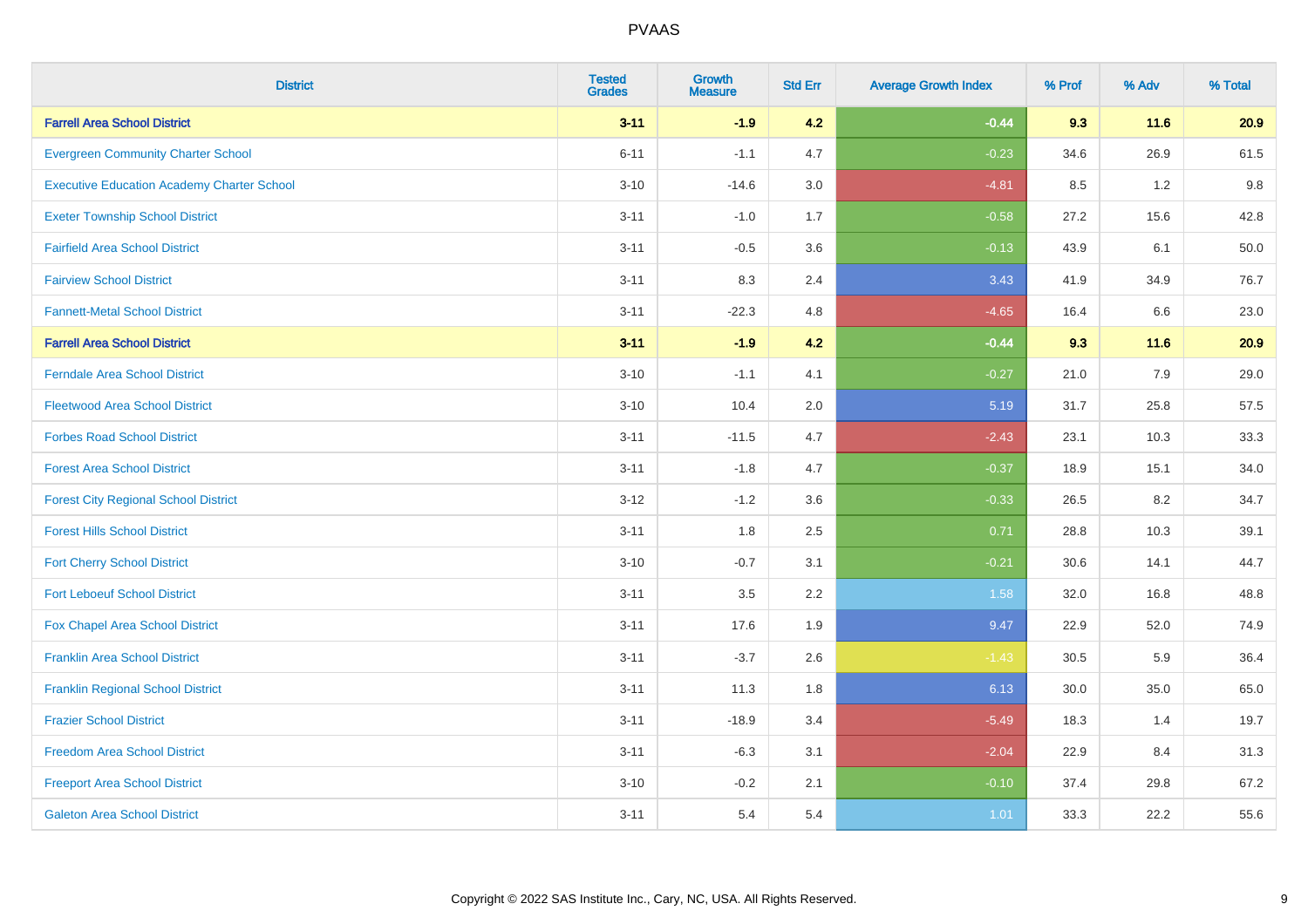PVAAS

| District | Tested Grades | Growth Measure | Std Err | Average Growth Index | % Prof | % Adv | % Total |
|---|---|---|---|---|---|---|---|
| **Farrell Area School District** | **3-11** | **-1.9** | **4.2** | **-0.44** | **9.3** | **11.6** | **20.9** |
| Evergreen Community Charter School | 6-11 | -1.1 | 4.7 | -0.23 | 34.6 | 26.9 | 61.5 |
| Executive Education Academy Charter School | 3-10 | -14.6 | 3.0 | -4.81 | 8.5 | 1.2 | 9.8 |
| Exeter Township School District | 3-11 | -1.0 | 1.7 | -0.58 | 27.2 | 15.6 | 42.8 |
| Fairfield Area School District | 3-11 | -0.5 | 3.6 | -0.13 | 43.9 | 6.1 | 50.0 |
| Fairview School District | 3-11 | 8.3 | 2.4 | 3.43 | 41.9 | 34.9 | 76.7 |
| Fannett-Metal School District | 3-11 | -22.3 | 4.8 | -4.65 | 16.4 | 6.6 | 23.0 |
| **Farrell Area School District** | **3-11** | **-1.9** | **4.2** | **-0.44** | **9.3** | **11.6** | **20.9** |
| Ferndale Area School District | 3-10 | -1.1 | 4.1 | -0.27 | 21.0 | 7.9 | 29.0 |
| Fleetwood Area School District | 3-10 | 10.4 | 2.0 | 5.19 | 31.7 | 25.8 | 57.5 |
| Forbes Road School District | 3-11 | -11.5 | 4.7 | -2.43 | 23.1 | 10.3 | 33.3 |
| Forest Area School District | 3-11 | -1.8 | 4.7 | -0.37 | 18.9 | 15.1 | 34.0 |
| Forest City Regional School District | 3-12 | -1.2 | 3.6 | -0.33 | 26.5 | 8.2 | 34.7 |
| Forest Hills School District | 3-11 | 1.8 | 2.5 | 0.71 | 28.8 | 10.3 | 39.1 |
| Fort Cherry School District | 3-10 | -0.7 | 3.1 | -0.21 | 30.6 | 14.1 | 44.7 |
| Fort Leboeuf School District | 3-11 | 3.5 | 2.2 | 1.58 | 32.0 | 16.8 | 48.8 |
| Fox Chapel Area School District | 3-11 | 17.6 | 1.9 | 9.47 | 22.9 | 52.0 | 74.9 |
| Franklin Area School District | 3-11 | -3.7 | 2.6 | -1.43 | 30.5 | 5.9 | 36.4 |
| Franklin Regional School District | 3-11 | 11.3 | 1.8 | 6.13 | 30.0 | 35.0 | 65.0 |
| Frazier School District | 3-11 | -18.9 | 3.4 | -5.49 | 18.3 | 1.4 | 19.7 |
| Freedom Area School District | 3-11 | -6.3 | 3.1 | -2.04 | 22.9 | 8.4 | 31.3 |
| Freeport Area School District | 3-10 | -0.2 | 2.1 | -0.10 | 37.4 | 29.8 | 67.2 |
| Galeton Area School District | 3-11 | 5.4 | 5.4 | 1.01 | 33.3 | 22.2 | 55.6 |

Copyright © 2022 SAS Institute Inc., Cary, NC, USA. All Rights Reserved.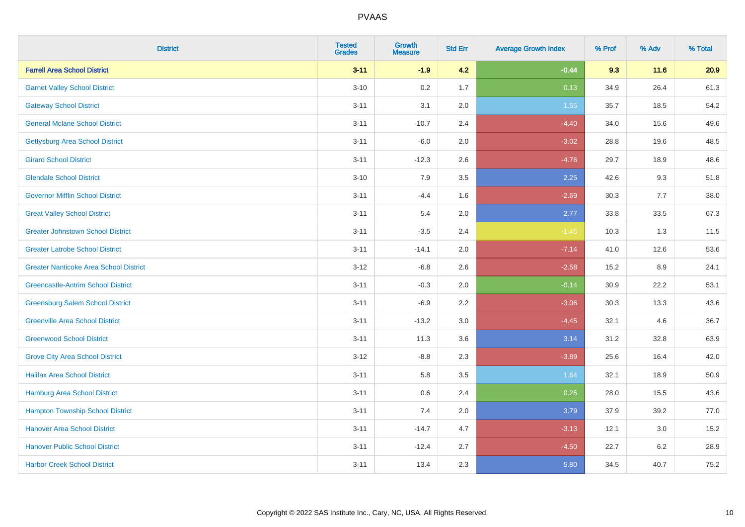# PVAAS

| District | Tested Grades | Growth Measure | Std Err | Average Growth Index | % Prof | % Adv | % Total |
|---|---|---|---|---|---|---|---|
| **Farrell Area School District** | **3-11** | **-1.9** | **4.2** | **-0.44** | **9.3** | **11.6** | **20.9** |
| Garnet Valley School District | 3-10 | 0.2 | 1.7 | 0.13 | 34.9 | 26.4 | 61.3 |
| Gateway School District | 3-11 | 3.1 | 2.0 | 1.55 | 35.7 | 18.5 | 54.2 |
| General Mclane School District | 3-11 | -10.7 | 2.4 | -4.40 | 34.0 | 15.6 | 49.6 |
| Gettysburg Area School District | 3-11 | -6.0 | 2.0 | -3.02 | 28.8 | 19.6 | 48.5 |
| Girard School District | 3-11 | -12.3 | 2.6 | -4.76 | 29.7 | 18.9 | 48.6 |
| Glendale School District | 3-10 | 7.9 | 3.5 | 2.25 | 42.6 | 9.3 | 51.8 |
| Governor Mifflin School District | 3-11 | -4.4 | 1.6 | -2.69 | 30.3 | 7.7 | 38.0 |
| Great Valley School District | 3-11 | 5.4 | 2.0 | 2.77 | 33.8 | 33.5 | 67.3 |
| Greater Johnstown School District | 3-11 | -3.5 | 2.4 | -1.45 | 10.3 | 1.3 | 11.5 |
| Greater Latrobe School District | 3-11 | -14.1 | 2.0 | -7.14 | 41.0 | 12.6 | 53.6 |
| Greater Nanticoke Area School District | 3-12 | -6.8 | 2.6 | -2.58 | 15.2 | 8.9 | 24.1 |
| Greencastle-Antrim School District | 3-11 | -0.3 | 2.0 | -0.14 | 30.9 | 22.2 | 53.1 |
| Greensburg Salem School District | 3-11 | -6.9 | 2.2 | -3.06 | 30.3 | 13.3 | 43.6 |
| Greenville Area School District | 3-11 | -13.2 | 3.0 | -4.45 | 32.1 | 4.6 | 36.7 |
| Greenwood School District | 3-11 | 11.3 | 3.6 | 3.14 | 31.2 | 32.8 | 63.9 |
| Grove City Area School District | 3-12 | -8.8 | 2.3 | -3.89 | 25.6 | 16.4 | 42.0 |
| Halifax Area School District | 3-11 | 5.8 | 3.5 | 1.64 | 32.1 | 18.9 | 50.9 |
| Hamburg Area School District | 3-11 | 0.6 | 2.4 | 0.25 | 28.0 | 15.5 | 43.6 |
| Hampton Township School District | 3-11 | 7.4 | 2.0 | 3.79 | 37.9 | 39.2 | 77.0 |
| Hanover Area School District | 3-11 | -14.7 | 4.7 | -3.13 | 12.1 | 3.0 | 15.2 |
| Hanover Public School District | 3-11 | -12.4 | 2.7 | -4.50 | 22.7 | 6.2 | 28.9 |
| Harbor Creek School District | 3-11 | 13.4 | 2.3 | 5.80 | 34.5 | 40.7 | 75.2 |

Copyright © 2022 SAS Institute Inc., Cary, NC, USA. All Rights Reserved.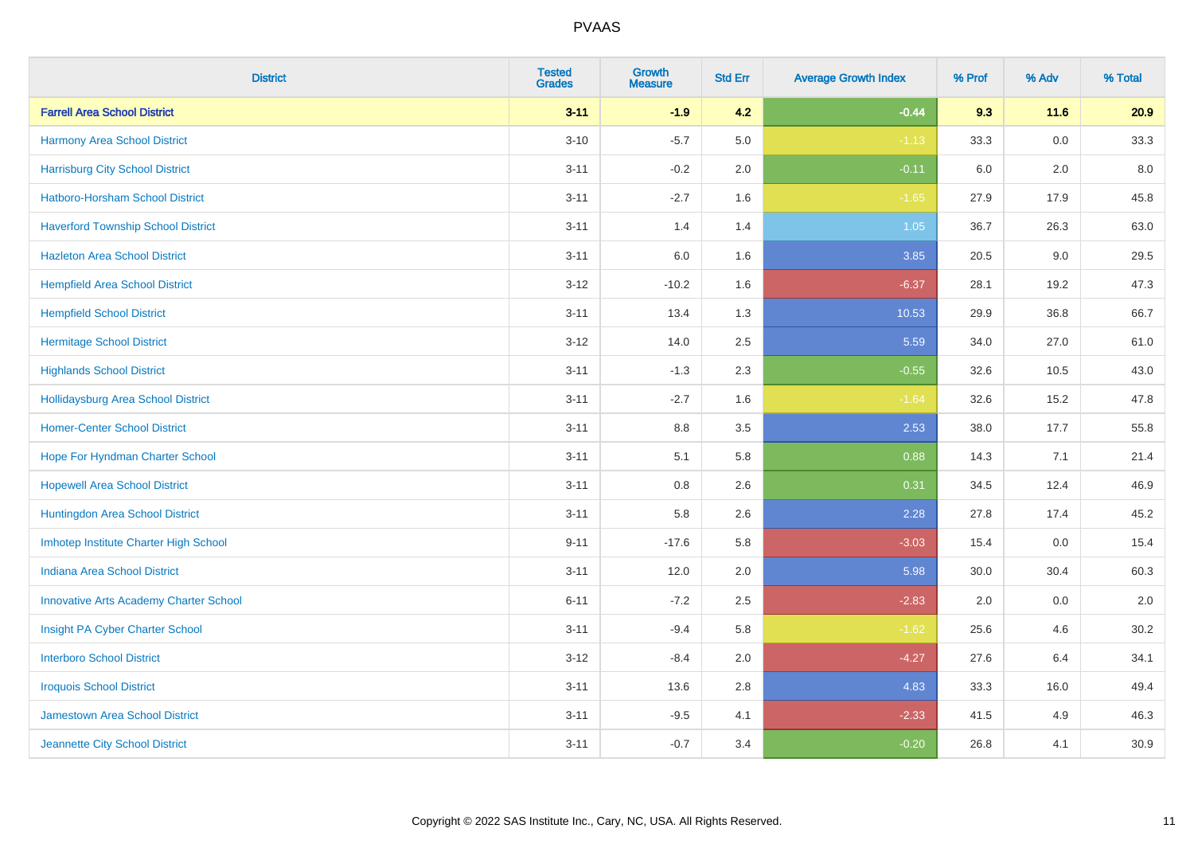# PVAAS

| District | Tested Grades | Growth Measure | Std Err | Average Growth Index | % Prof | % Adv | % Total |
|---|---|---|---|---|---|---|---|
| **Farrell Area School District** | **3-11** | **-1.9** | **4.2** | **-0.44** | **9.3** | **11.6** | **20.9** |
| Harmony Area School District | 3-10 | -5.7 | 5.0 | -1.13 | 33.3 | 0.0 | 33.3 |
| Harrisburg City School District | 3-11 | -0.2 | 2.0 | -0.11 | 6.0 | 2.0 | 8.0 |
| Hatboro-Horsham School District | 3-11 | -2.7 | 1.6 | -1.65 | 27.9 | 17.9 | 45.8 |
| Haverford Township School District | 3-11 | 1.4 | 1.4 | 1.05 | 36.7 | 26.3 | 63.0 |
| Hazleton Area School District | 3-11 | 6.0 | 1.6 | 3.85 | 20.5 | 9.0 | 29.5 |
| Hempfield Area School District | 3-12 | -10.2 | 1.6 | -6.37 | 28.1 | 19.2 | 47.3 |
| Hempfield School District | 3-11 | 13.4 | 1.3 | 10.53 | 29.9 | 36.8 | 66.7 |
| Hermitage School District | 3-12 | 14.0 | 2.5 | 5.59 | 34.0 | 27.0 | 61.0 |
| Highlands School District | 3-11 | -1.3 | 2.3 | -0.55 | 32.6 | 10.5 | 43.0 |
| Hollidaysburg Area School District | 3-11 | -2.7 | 1.6 | -1.64 | 32.6 | 15.2 | 47.8 |
| Homer-Center School District | 3-11 | 8.8 | 3.5 | 2.53 | 38.0 | 17.7 | 55.8 |
| Hope For Hyndman Charter School | 3-11 | 5.1 | 5.8 | 0.88 | 14.3 | 7.1 | 21.4 |
| Hopewell Area School District | 3-11 | 0.8 | 2.6 | 0.31 | 34.5 | 12.4 | 46.9 |
| Huntingdon Area School District | 3-11 | 5.8 | 2.6 | 2.28 | 27.8 | 17.4 | 45.2 |
| Imhotep Institute Charter High School | 9-11 | -17.6 | 5.8 | -3.03 | 15.4 | 0.0 | 15.4 |
| Indiana Area School District | 3-11 | 12.0 | 2.0 | 5.98 | 30.0 | 30.4 | 60.3 |
| Innovative Arts Academy Charter School | 6-11 | -7.2 | 2.5 | -2.83 | 2.0 | 0.0 | 2.0 |
| Insight PA Cyber Charter School | 3-11 | -9.4 | 5.8 | -1.62 | 25.6 | 4.6 | 30.2 |
| Interboro School District | 3-12 | -8.4 | 2.0 | -4.27 | 27.6 | 6.4 | 34.1 |
| Iroquois School District | 3-11 | 13.6 | 2.8 | 4.83 | 33.3 | 16.0 | 49.4 |
| Jamestown Area School District | 3-11 | -9.5 | 4.1 | -2.33 | 41.5 | 4.9 | 46.3 |
| Jeannette City School District | 3-11 | -0.7 | 3.4 | -0.20 | 26.8 | 4.1 | 30.9 |

Copyright © 2022 SAS Institute Inc., Cary, NC, USA. All Rights Reserved.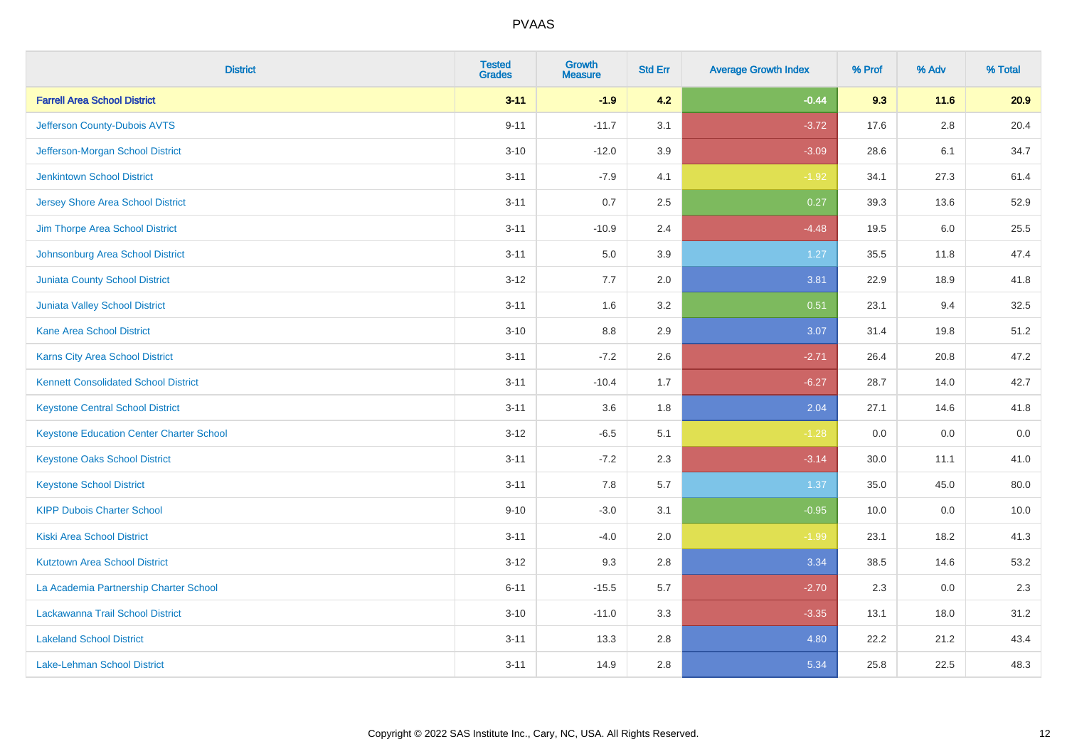| District | Tested Grades | Growth Measure | Std Err | Average Growth Index | % Prof | % Adv | % Total |
|---|---|---|---|---|---|---|---|
| **Farrell Area School District** | **3-11** | **-1.9** | **4.2** | **-0.44** | **9.3** | **11.6** | **20.9** |
| Jefferson County-Dubois AVTS | 9-11 | -11.7 | 3.1 | -3.72 | 17.6 | 2.8 | 20.4 |
| Jefferson-Morgan School District | 3-10 | -12.0 | 3.9 | -3.09 | 28.6 | 6.1 | 34.7 |
| Jenkintown School District | 3-11 | -7.9 | 4.1 | -1.92 | 34.1 | 27.3 | 61.4 |
| Jersey Shore Area School District | 3-11 | 0.7 | 2.5 | 0.27 | 39.3 | 13.6 | 52.9 |
| Jim Thorpe Area School District | 3-11 | -10.9 | 2.4 | -4.48 | 19.5 | 6.0 | 25.5 |
| Johnsonburg Area School District | 3-11 | 5.0 | 3.9 | 1.27 | 35.5 | 11.8 | 47.4 |
| Juniata County School District | 3-12 | 7.7 | 2.0 | 3.81 | 22.9 | 18.9 | 41.8 |
| Juniata Valley School District | 3-11 | 1.6 | 3.2 | 0.51 | 23.1 | 9.4 | 32.5 |
| Kane Area School District | 3-10 | 8.8 | 2.9 | 3.07 | 31.4 | 19.8 | 51.2 |
| Karns City Area School District | 3-11 | -7.2 | 2.6 | -2.71 | 26.4 | 20.8 | 47.2 |
| Kennett Consolidated School District | 3-11 | -10.4 | 1.7 | -6.27 | 28.7 | 14.0 | 42.7 |
| Keystone Central School District | 3-11 | 3.6 | 1.8 | 2.04 | 27.1 | 14.6 | 41.8 |
| Keystone Education Center Charter School | 3-12 | -6.5 | 5.1 | -1.28 | 0.0 | 0.0 | 0.0 |
| Keystone Oaks School District | 3-11 | -7.2 | 2.3 | -3.14 | 30.0 | 11.1 | 41.0 |
| Keystone School District | 3-11 | 7.8 | 5.7 | 1.37 | 35.0 | 45.0 | 80.0 |
| KIPP Dubois Charter School | 9-10 | -3.0 | 3.1 | -0.95 | 10.0 | 0.0 | 10.0 |
| Kiski Area School District | 3-11 | -4.0 | 2.0 | -1.99 | 23.1 | 18.2 | 41.3 |
| Kutztown Area School District | 3-12 | 9.3 | 2.8 | 3.34 | 38.5 | 14.6 | 53.2 |
| La Academia Partnership Charter School | 6-11 | -15.5 | 5.7 | -2.70 | 2.3 | 0.0 | 2.3 |
| Lackawanna Trail School District | 3-10 | -11.0 | 3.3 | -3.35 | 13.1 | 18.0 | 31.2 |
| Lakeland School District | 3-11 | 13.3 | 2.8 | 4.80 | 22.2 | 21.2 | 43.4 |
| Lake-Lehman School District | 3-11 | 14.9 | 2.8 | 5.34 | 25.8 | 22.5 | 48.3 |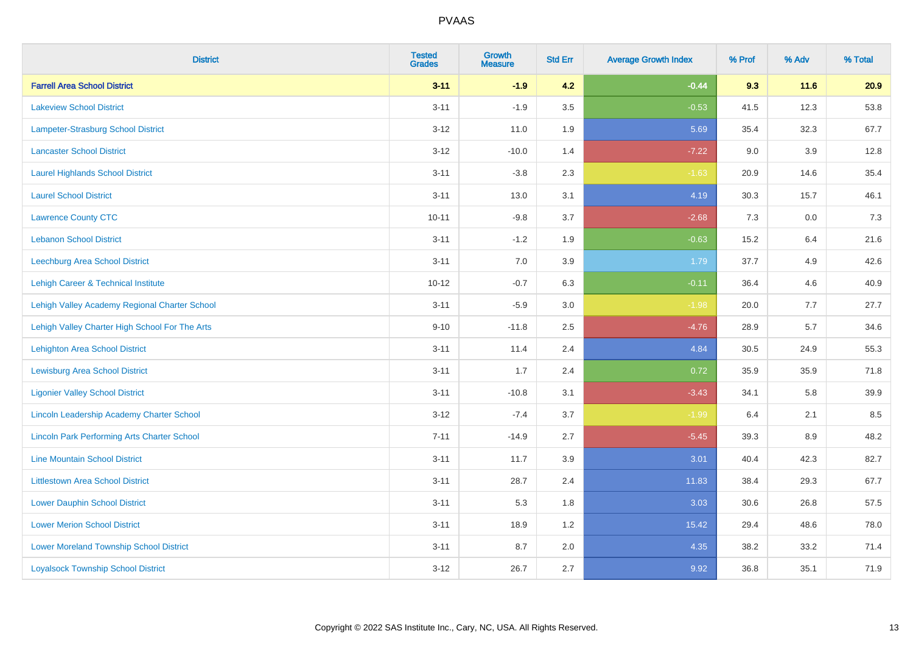# PVAAS

| District | Tested Grades | Growth Measure | Std Err | Average Growth Index | % Prof | % Adv | % Total |
|---|---|---|---|---|---|---|---|
| **Farrell Area School District** | **3-11** | **-1.9** | **4.2** | **-0.44** | **9.3** | **11.6** | **20.9** |
| Lakeview School District | 3-11 | -1.9 | 3.5 | -0.53 | 41.5 | 12.3 | 53.8 |
| Lampeter-Strasburg School District | 3-12 | 11.0 | 1.9 | 5.69 | 35.4 | 32.3 | 67.7 |
| Lancaster School District | 3-12 | -10.0 | 1.4 | -7.22 | 9.0 | 3.9 | 12.8 |
| Laurel Highlands School District | 3-11 | -3.8 | 2.3 | -1.63 | 20.9 | 14.6 | 35.4 |
| Laurel School District | 3-11 | 13.0 | 3.1 | 4.19 | 30.3 | 15.7 | 46.1 |
| Lawrence County CTC | 10-11 | -9.8 | 3.7 | -2.68 | 7.3 | 0.0 | 7.3 |
| Lebanon School District | 3-11 | -1.2 | 1.9 | -0.63 | 15.2 | 6.4 | 21.6 |
| Leechburg Area School District | 3-11 | 7.0 | 3.9 | 1.79 | 37.7 | 4.9 | 42.6 |
| Lehigh Career & Technical Institute | 10-12 | -0.7 | 6.3 | -0.11 | 36.4 | 4.6 | 40.9 |
| Lehigh Valley Academy Regional Charter School | 3-11 | -5.9 | 3.0 | -1.98 | 20.0 | 7.7 | 27.7 |
| Lehigh Valley Charter High School For The Arts | 9-10 | -11.8 | 2.5 | -4.76 | 28.9 | 5.7 | 34.6 |
| Lehighton Area School District | 3-11 | 11.4 | 2.4 | 4.84 | 30.5 | 24.9 | 55.3 |
| Lewisburg Area School District | 3-11 | 1.7 | 2.4 | 0.72 | 35.9 | 35.9 | 71.8 |
| Ligonier Valley School District | 3-11 | -10.8 | 3.1 | -3.43 | 34.1 | 5.8 | 39.9 |
| Lincoln Leadership Academy Charter School | 3-12 | -7.4 | 3.7 | -1.99 | 6.4 | 2.1 | 8.5 |
| Lincoln Park Performing Arts Charter School | 7-11 | -14.9 | 2.7 | -5.45 | 39.3 | 8.9 | 48.2 |
| Line Mountain School District | 3-11 | 11.7 | 3.9 | 3.01 | 40.4 | 42.3 | 82.7 |
| Littlestown Area School District | 3-11 | 28.7 | 2.4 | 11.83 | 38.4 | 29.3 | 67.7 |
| Lower Dauphin School District | 3-11 | 5.3 | 1.8 | 3.03 | 30.6 | 26.8 | 57.5 |
| Lower Merion School District | 3-11 | 18.9 | 1.2 | 15.42 | 29.4 | 48.6 | 78.0 |
| Lower Moreland Township School District | 3-11 | 8.7 | 2.0 | 4.35 | 38.2 | 33.2 | 71.4 |
| Loyalsock Township School District | 3-12 | 26.7 | 2.7 | 9.92 | 36.8 | 35.1 | 71.9 |

Copyright © 2022 SAS Institute Inc., Cary, NC, USA. All Rights Reserved.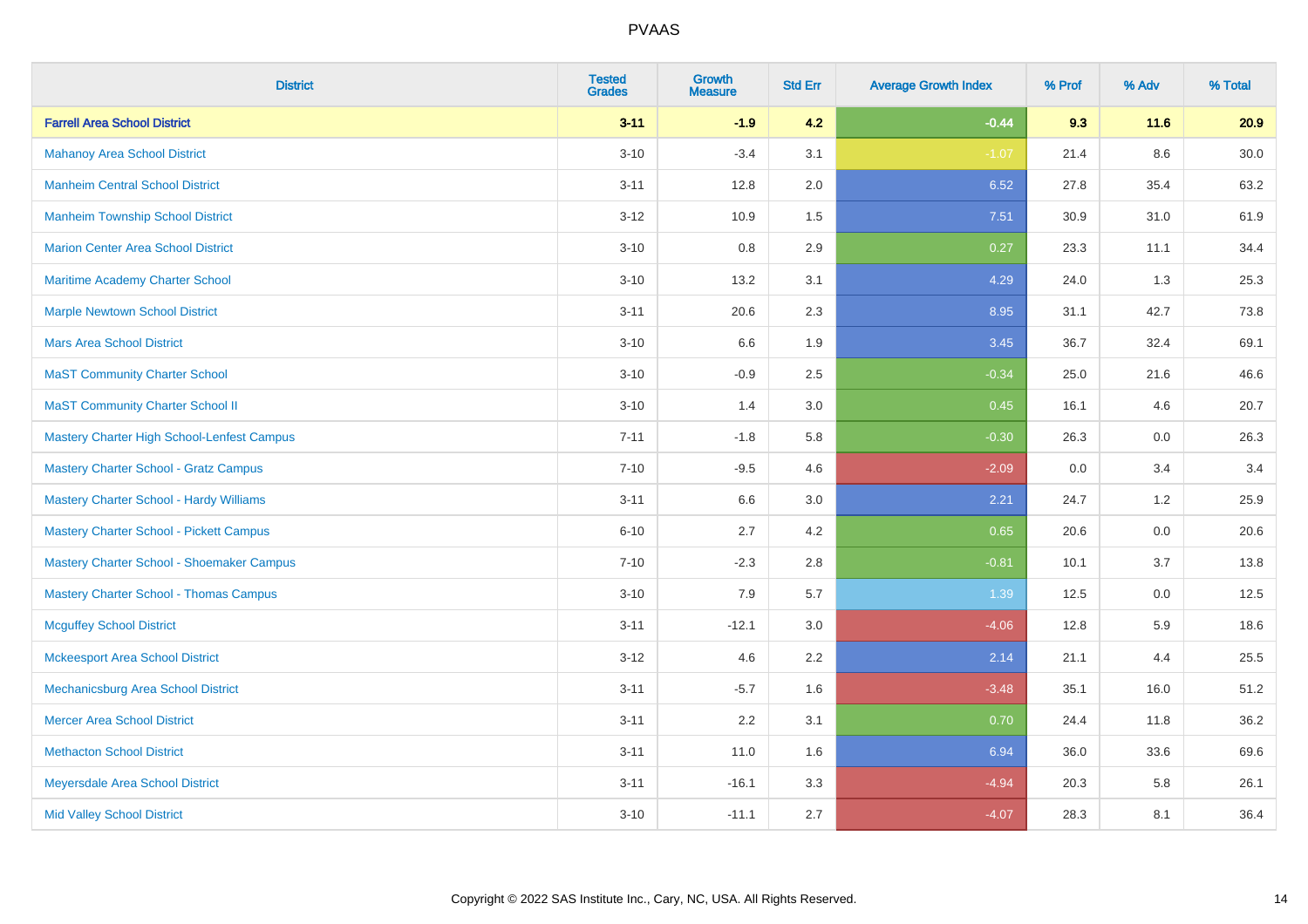| District | Tested Grades | Growth Measure | Std Err | Average Growth Index | % Prof | % Adv | % Total |
|---|---|---|---|---|---|---|---|
| **Farrell Area School District** | **3-11** | **-1.9** | **4.2** | **-0.44** | **9.3** | **11.6** | **20.9** |
| Mahanoy Area School District | 3-10 | -3.4 | 3.1 | -1.07 | 21.4 | 8.6 | 30.0 |
| Manheim Central School District | 3-11 | 12.8 | 2.0 | 6.52 | 27.8 | 35.4 | 63.2 |
| Manheim Township School District | 3-12 | 10.9 | 1.5 | 7.51 | 30.9 | 31.0 | 61.9 |
| Marion Center Area School District | 3-10 | 0.8 | 2.9 | 0.27 | 23.3 | 11.1 | 34.4 |
| Maritime Academy Charter School | 3-10 | 13.2 | 3.1 | 4.29 | 24.0 | 1.3 | 25.3 |
| Marple Newtown School District | 3-11 | 20.6 | 2.3 | 8.95 | 31.1 | 42.7 | 73.8 |
| Mars Area School District | 3-10 | 6.6 | 1.9 | 3.45 | 36.7 | 32.4 | 69.1 |
| MaST Community Charter School | 3-10 | -0.9 | 2.5 | -0.34 | 25.0 | 21.6 | 46.6 |
| MaST Community Charter School II | 3-10 | 1.4 | 3.0 | 0.45 | 16.1 | 4.6 | 20.7 |
| Mastery Charter High School-Lenfest Campus | 7-11 | -1.8 | 5.8 | -0.30 | 26.3 | 0.0 | 26.3 |
| Mastery Charter School - Gratz Campus | 7-10 | -9.5 | 4.6 | -2.09 | 0.0 | 3.4 | 3.4 |
| Mastery Charter School - Hardy Williams | 3-11 | 6.6 | 3.0 | 2.21 | 24.7 | 1.2 | 25.9 |
| Mastery Charter School - Pickett Campus | 6-10 | 2.7 | 4.2 | 0.65 | 20.6 | 0.0 | 20.6 |
| Mastery Charter School - Shoemaker Campus | 7-10 | -2.3 | 2.8 | -0.81 | 10.1 | 3.7 | 13.8 |
| Mastery Charter School - Thomas Campus | 3-10 | 7.9 | 5.7 | 1.39 | 12.5 | 0.0 | 12.5 |
| Mcguffey School District | 3-11 | -12.1 | 3.0 | -4.06 | 12.8 | 5.9 | 18.6 |
| Mckeesport Area School District | 3-12 | 4.6 | 2.2 | 2.14 | 21.1 | 4.4 | 25.5 |
| Mechanicsburg Area School District | 3-11 | -5.7 | 1.6 | -3.48 | 35.1 | 16.0 | 51.2 |
| Mercer Area School District | 3-11 | 2.2 | 3.1 | 0.70 | 24.4 | 11.8 | 36.2 |
| Methacton School District | 3-11 | 11.0 | 1.6 | 6.94 | 36.0 | 33.6 | 69.6 |
| Meyersdale Area School District | 3-11 | -16.1 | 3.3 | -4.94 | 20.3 | 5.8 | 26.1 |
| Mid Valley School District | 3-10 | -11.1 | 2.7 | -4.07 | 28.3 | 8.1 | 36.4 |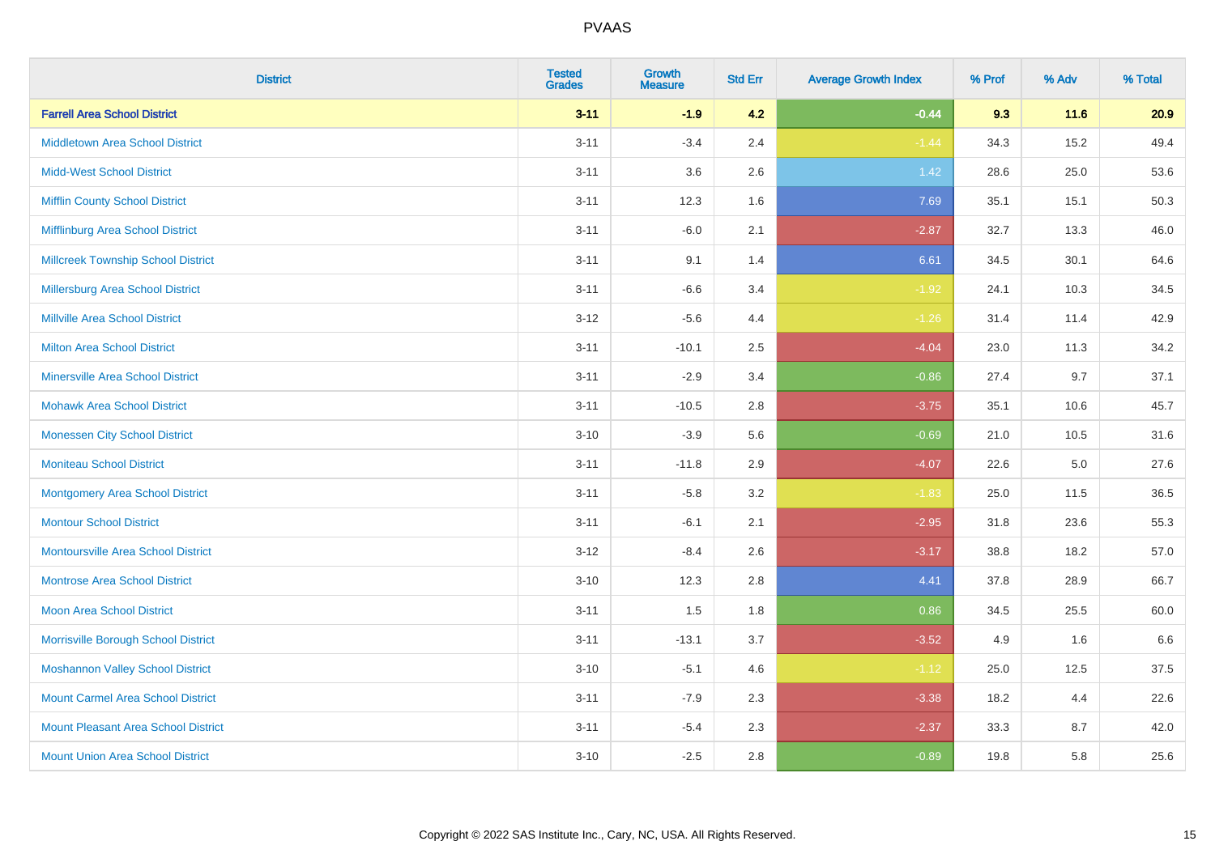# PVAAS

| District | Tested Grades | Growth Measure | Std Err | Average Growth Index | % Prof | % Adv | % Total |
|---|---|---|---|---|---|---|---|
| **Farrell Area School District** | **3-11** | **-1.9** | **4.2** | **-0.44** | **9.3** | **11.6** | **20.9** |
| Middletown Area School District | 3-11 | -3.4 | 2.4 | -1.44 | 34.3 | 15.2 | 49.4 |
| Midd-West School District | 3-11 | 3.6 | 2.6 | 1.42 | 28.6 | 25.0 | 53.6 |
| Mifflin County School District | 3-11 | 12.3 | 1.6 | 7.69 | 35.1 | 15.1 | 50.3 |
| Mifflinburg Area School District | 3-11 | -6.0 | 2.1 | -2.87 | 32.7 | 13.3 | 46.0 |
| Millcreek Township School District | 3-11 | 9.1 | 1.4 | 6.61 | 34.5 | 30.1 | 64.6 |
| Millersburg Area School District | 3-11 | -6.6 | 3.4 | -1.92 | 24.1 | 10.3 | 34.5 |
| Millville Area School District | 3-12 | -5.6 | 4.4 | -1.26 | 31.4 | 11.4 | 42.9 |
| Milton Area School District | 3-11 | -10.1 | 2.5 | -4.04 | 23.0 | 11.3 | 34.2 |
| Minersville Area School District | 3-11 | -2.9 | 3.4 | -0.86 | 27.4 | 9.7 | 37.1 |
| Mohawk Area School District | 3-11 | -10.5 | 2.8 | -3.75 | 35.1 | 10.6 | 45.7 |
| Monessen City School District | 3-10 | -3.9 | 5.6 | -0.69 | 21.0 | 10.5 | 31.6 |
| Moniteau School District | 3-11 | -11.8 | 2.9 | -4.07 | 22.6 | 5.0 | 27.6 |
| Montgomery Area School District | 3-11 | -5.8 | 3.2 | -1.83 | 25.0 | 11.5 | 36.5 |
| Montour School District | 3-11 | -6.1 | 2.1 | -2.95 | 31.8 | 23.6 | 55.3 |
| Montoursville Area School District | 3-12 | -8.4 | 2.6 | -3.17 | 38.8 | 18.2 | 57.0 |
| Montrose Area School District | 3-10 | 12.3 | 2.8 | 4.41 | 37.8 | 28.9 | 66.7 |
| Moon Area School District | 3-11 | 1.5 | 1.8 | 0.86 | 34.5 | 25.5 | 60.0 |
| Morrisville Borough School District | 3-11 | -13.1 | 3.7 | -3.52 | 4.9 | 1.6 | 6.6 |
| Moshannon Valley School District | 3-10 | -5.1 | 4.6 | -1.12 | 25.0 | 12.5 | 37.5 |
| Mount Carmel Area School District | 3-11 | -7.9 | 2.3 | -3.38 | 18.2 | 4.4 | 22.6 |
| Mount Pleasant Area School District | 3-11 | -5.4 | 2.3 | -2.37 | 33.3 | 8.7 | 42.0 |
| Mount Union Area School District | 3-10 | -2.5 | 2.8 | -0.89 | 19.8 | 5.8 | 25.6 |

Copyright © 2022 SAS Institute Inc., Cary, NC, USA. All Rights Reserved.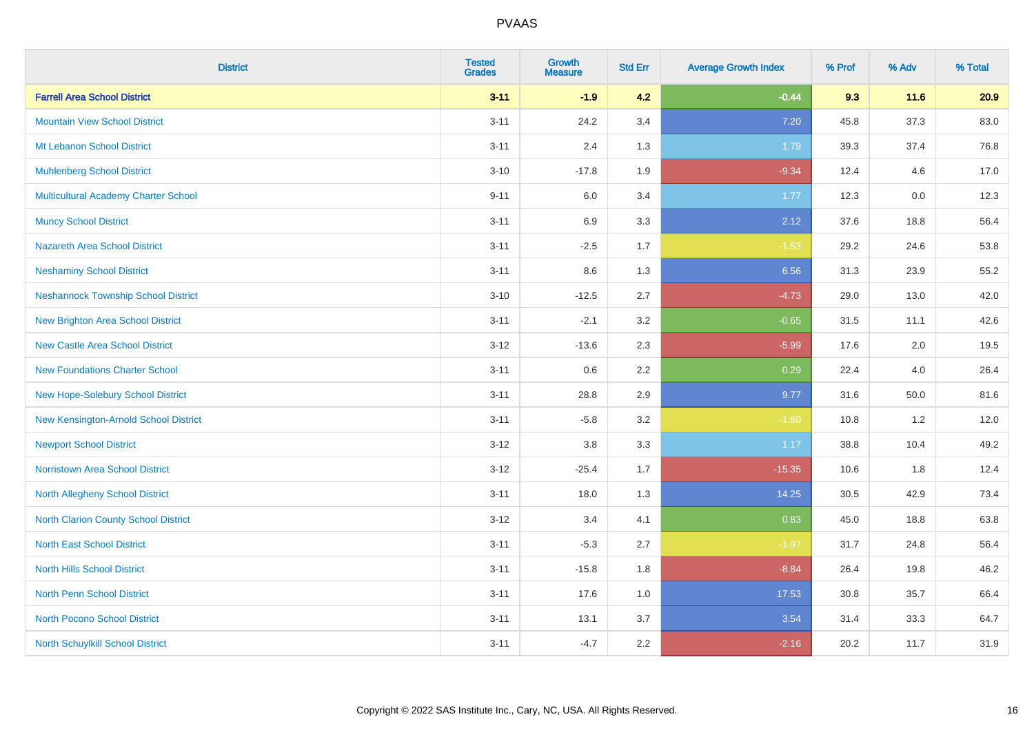| District | Tested Grades | Growth Measure | Std Err | Average Growth Index | % Prof | % Adv | % Total |
|---|---|---|---|---|---|---|---|
| **Farrell Area School District** | **3-11** | **-1.9** | **4.2** | **-0.44** | **9.3** | **11.6** | **20.9** |
| Mountain View School District | 3-11 | 24.2 | 3.4 | 7.20 | 45.8 | 37.3 | 83.0 |
| Mt Lebanon School District | 3-11 | 2.4 | 1.3 | 1.79 | 39.3 | 37.4 | 76.8 |
| Muhlenberg School District | 3-10 | -17.8 | 1.9 | -9.34 | 12.4 | 4.6 | 17.0 |
| Multicultural Academy Charter School | 9-11 | 6.0 | 3.4 | 1.77 | 12.3 | 0.0 | 12.3 |
| Muncy School District | 3-11 | 6.9 | 3.3 | 2.12 | 37.6 | 18.8 | 56.4 |
| Nazareth Area School District | 3-11 | -2.5 | 1.7 | -1.53 | 29.2 | 24.6 | 53.8 |
| Neshaminy School District | 3-11 | 8.6 | 1.3 | 6.56 | 31.3 | 23.9 | 55.2 |
| Neshannock Township School District | 3-10 | -12.5 | 2.7 | -4.73 | 29.0 | 13.0 | 42.0 |
| New Brighton Area School District | 3-11 | -2.1 | 3.2 | -0.65 | 31.5 | 11.1 | 42.6 |
| New Castle Area School District | 3-12 | -13.6 | 2.3 | -5.99 | 17.6 | 2.0 | 19.5 |
| New Foundations Charter School | 3-11 | 0.6 | 2.2 | 0.29 | 22.4 | 4.0 | 26.4 |
| New Hope-Solebury School District | 3-11 | 28.8 | 2.9 | 9.77 | 31.6 | 50.0 | 81.6 |
| New Kensington-Arnold School District | 3-11 | -5.8 | 3.2 | -1.80 | 10.8 | 1.2 | 12.0 |
| Newport School District | 3-12 | 3.8 | 3.3 | 1.17 | 38.8 | 10.4 | 49.2 |
| Norristown Area School District | 3-12 | -25.4 | 1.7 | -15.35 | 10.6 | 1.8 | 12.4 |
| North Allegheny School District | 3-11 | 18.0 | 1.3 | 14.25 | 30.5 | 42.9 | 73.4 |
| North Clarion County School District | 3-12 | 3.4 | 4.1 | 0.83 | 45.0 | 18.8 | 63.8 |
| North East School District | 3-11 | -5.3 | 2.7 | -1.97 | 31.7 | 24.8 | 56.4 |
| North Hills School District | 3-11 | -15.8 | 1.8 | -8.84 | 26.4 | 19.8 | 46.2 |
| North Penn School District | 3-11 | 17.6 | 1.0 | 17.53 | 30.8 | 35.7 | 66.4 |
| North Pocono School District | 3-11 | 13.1 | 3.7 | 3.54 | 31.4 | 33.3 | 64.7 |
| North Schuylkill School District | 3-11 | -4.7 | 2.2 | -2.16 | 20.2 | 11.7 | 31.9 |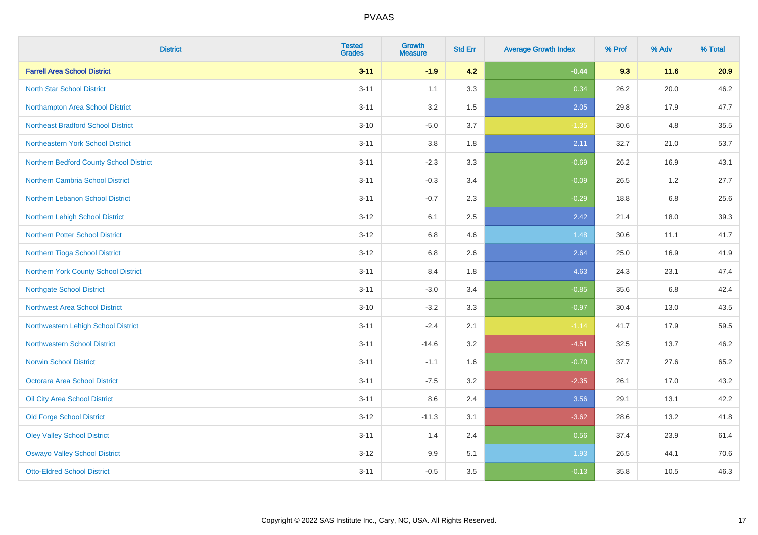# PVAAS

| District | Tested Grades | Growth Measure | Std Err | Average Growth Index | % Prof | % Adv | % Total |
|---|---|---|---|---|---|---|---|
| **Farrell Area School District** | **3-11** | **-1.9** | **4.2** | **-0.44** | **9.3** | **11.6** | **20.9** |
| North Star School District | 3-11 | 1.1 | 3.3 | 0.34 | 26.2 | 20.0 | 46.2 |
| Northampton Area School District | 3-11 | 3.2 | 1.5 | 2.05 | 29.8 | 17.9 | 47.7 |
| Northeast Bradford School District | 3-10 | -5.0 | 3.7 | -1.35 | 30.6 | 4.8 | 35.5 |
| Northeastern York School District | 3-11 | 3.8 | 1.8 | 2.11 | 32.7 | 21.0 | 53.7 |
| Northern Bedford County School District | 3-11 | -2.3 | 3.3 | -0.69 | 26.2 | 16.9 | 43.1 |
| Northern Cambria School District | 3-11 | -0.3 | 3.4 | -0.09 | 26.5 | 1.2 | 27.7 |
| Northern Lebanon School District | 3-11 | -0.7 | 2.3 | -0.29 | 18.8 | 6.8 | 25.6 |
| Northern Lehigh School District | 3-12 | 6.1 | 2.5 | 2.42 | 21.4 | 18.0 | 39.3 |
| Northern Potter School District | 3-12 | 6.8 | 4.6 | 1.48 | 30.6 | 11.1 | 41.7 |
| Northern Tioga School District | 3-12 | 6.8 | 2.6 | 2.64 | 25.0 | 16.9 | 41.9 |
| Northern York County School District | 3-11 | 8.4 | 1.8 | 4.63 | 24.3 | 23.1 | 47.4 |
| Northgate School District | 3-11 | -3.0 | 3.4 | -0.85 | 35.6 | 6.8 | 42.4 |
| Northwest Area School District | 3-10 | -3.2 | 3.3 | -0.97 | 30.4 | 13.0 | 43.5 |
| Northwestern Lehigh School District | 3-11 | -2.4 | 2.1 | -1.14 | 41.7 | 17.9 | 59.5 |
| Northwestern School District | 3-11 | -14.6 | 3.2 | -4.51 | 32.5 | 13.7 | 46.2 |
| Norwin School District | 3-11 | -1.1 | 1.6 | -0.70 | 37.7 | 27.6 | 65.2 |
| Octorara Area School District | 3-11 | -7.5 | 3.2 | -2.35 | 26.1 | 17.0 | 43.2 |
| Oil City Area School District | 3-11 | 8.6 | 2.4 | 3.56 | 29.1 | 13.1 | 42.2 |
| Old Forge School District | 3-12 | -11.3 | 3.1 | -3.62 | 28.6 | 13.2 | 41.8 |
| Oley Valley School District | 3-11 | 1.4 | 2.4 | 0.56 | 37.4 | 23.9 | 61.4 |
| Oswayo Valley School District | 3-12 | 9.9 | 5.1 | 1.93 | 26.5 | 44.1 | 70.6 |
| Otto-Eldred School District | 3-11 | -0.5 | 3.5 | -0.13 | 35.8 | 10.5 | 46.3 |

Copyright © 2022 SAS Institute Inc., Cary, NC, USA. All Rights Reserved.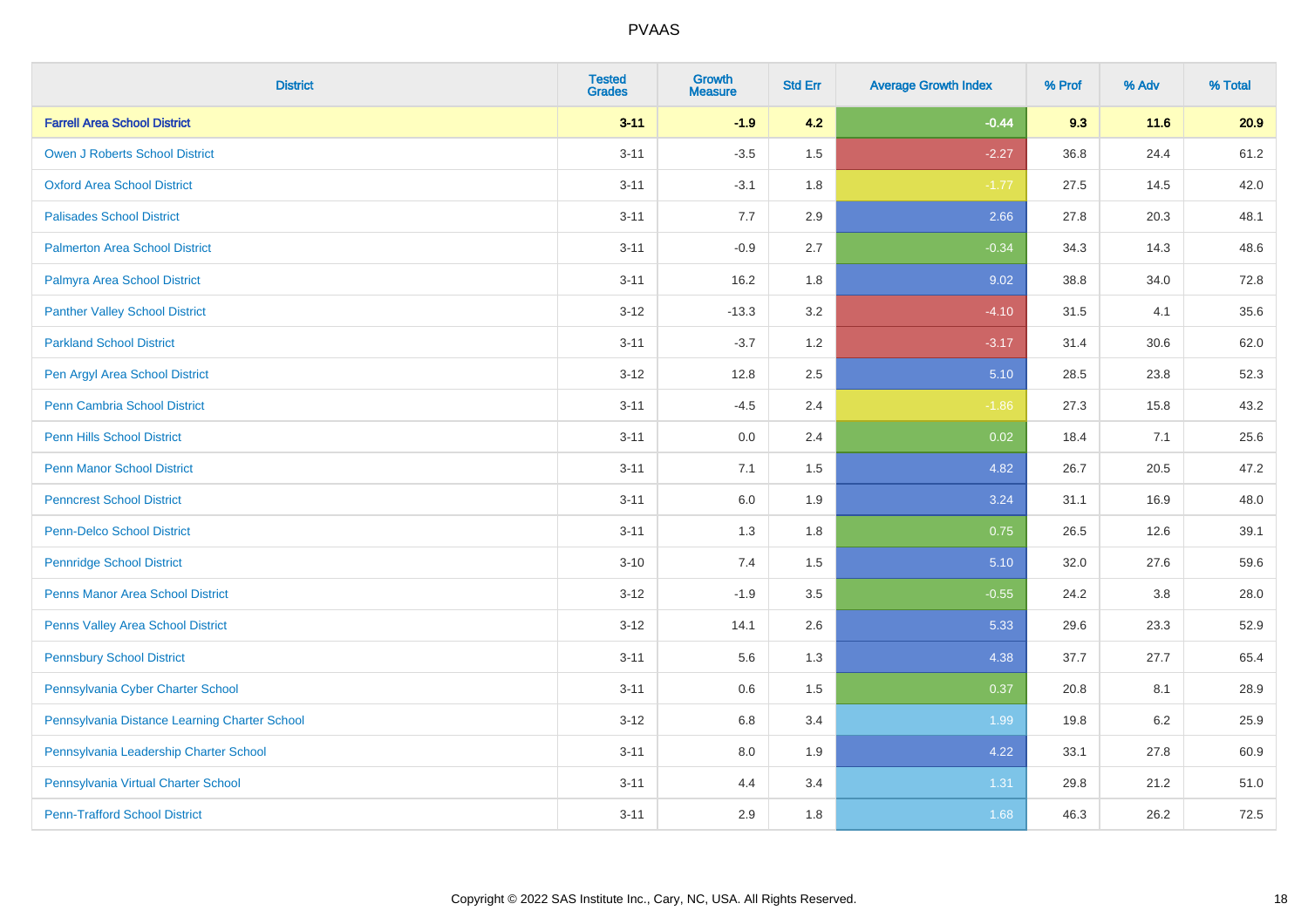# PVAAS

| District | Tested Grades | Growth Measure | Std Err | Average Growth Index | % Prof | % Adv | % Total |
|---|---|---|---|---|---|---|---|
| **Farrell Area School District** | **3-11** | **-1.9** | **4.2** | **-0.44** | **9.3** | **11.6** | **20.9** |
| Owen J Roberts School District | 3-11 | -3.5 | 1.5 | -2.27 | 36.8 | 24.4 | 61.2 |
| Oxford Area School District | 3-11 | -3.1 | 1.8 | -1.77 | 27.5 | 14.5 | 42.0 |
| Palisades School District | 3-11 | 7.7 | 2.9 | 2.66 | 27.8 | 20.3 | 48.1 |
| Palmerton Area School District | 3-11 | -0.9 | 2.7 | -0.34 | 34.3 | 14.3 | 48.6 |
| Palmyra Area School District | 3-11 | 16.2 | 1.8 | 9.02 | 38.8 | 34.0 | 72.8 |
| Panther Valley School District | 3-12 | -13.3 | 3.2 | -4.10 | 31.5 | 4.1 | 35.6 |
| Parkland School District | 3-11 | -3.7 | 1.2 | -3.17 | 31.4 | 30.6 | 62.0 |
| Pen Argyl Area School District | 3-12 | 12.8 | 2.5 | 5.10 | 28.5 | 23.8 | 52.3 |
| Penn Cambria School District | 3-11 | -4.5 | 2.4 | -1.86 | 27.3 | 15.8 | 43.2 |
| Penn Hills School District | 3-11 | 0.0 | 2.4 | 0.02 | 18.4 | 7.1 | 25.6 |
| Penn Manor School District | 3-11 | 7.1 | 1.5 | 4.82 | 26.7 | 20.5 | 47.2 |
| Penncrest School District | 3-11 | 6.0 | 1.9 | 3.24 | 31.1 | 16.9 | 48.0 |
| Penn-Delco School District | 3-11 | 1.3 | 1.8 | 0.75 | 26.5 | 12.6 | 39.1 |
| Pennridge School District | 3-10 | 7.4 | 1.5 | 5.10 | 32.0 | 27.6 | 59.6 |
| Penns Manor Area School District | 3-12 | -1.9 | 3.5 | -0.55 | 24.2 | 3.8 | 28.0 |
| Penns Valley Area School District | 3-12 | 14.1 | 2.6 | 5.33 | 29.6 | 23.3 | 52.9 |
| Pennsbury School District | 3-11 | 5.6 | 1.3 | 4.38 | 37.7 | 27.7 | 65.4 |
| Pennsylvania Cyber Charter School | 3-11 | 0.6 | 1.5 | 0.37 | 20.8 | 8.1 | 28.9 |
| Pennsylvania Distance Learning Charter School | 3-12 | 6.8 | 3.4 | 1.99 | 19.8 | 6.2 | 25.9 |
| Pennsylvania Leadership Charter School | 3-11 | 8.0 | 1.9 | 4.22 | 33.1 | 27.8 | 60.9 |
| Pennsylvania Virtual Charter School | 3-11 | 4.4 | 3.4 | 1.31 | 29.8 | 21.2 | 51.0 |
| Penn-Trafford School District | 3-11 | 2.9 | 1.8 | 1.68 | 46.3 | 26.2 | 72.5 |

Copyright © 2022 SAS Institute Inc., Cary, NC, USA. All Rights Reserved.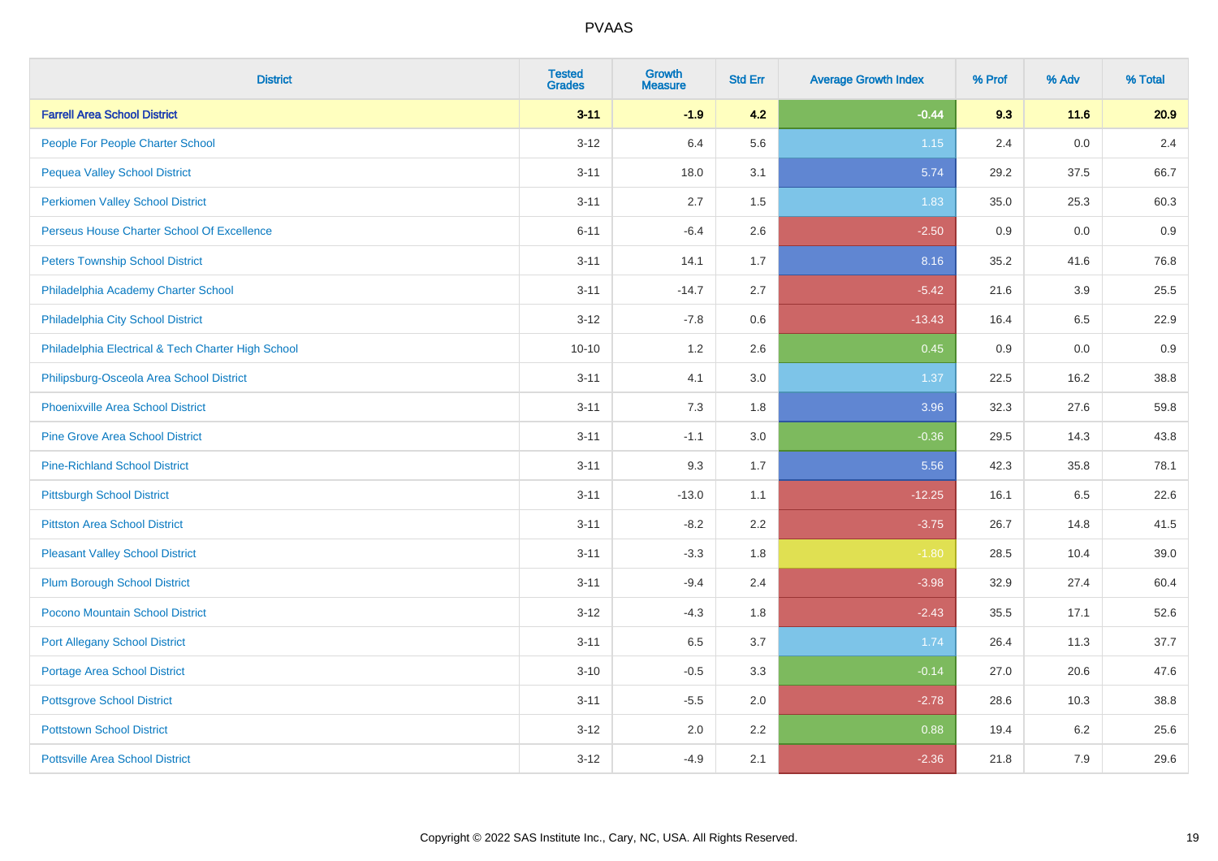# PVAAS

| District | Tested Grades | Growth Measure | Std Err | Average Growth Index | % Prof | % Adv | % Total |
|---|---|---|---|---|---|---|---|
| **Farrell Area School District** | **3-11** | **-1.9** | **4.2** | **-0.44** | **9.3** | **11.6** | **20.9** |
| People For People Charter School | 3-12 | 6.4 | 5.6 | 1.15 | 2.4 | 0.0 | 2.4 |
| Pequea Valley School District | 3-11 | 18.0 | 3.1 | 5.74 | 29.2 | 37.5 | 66.7 |
| Perkiomen Valley School District | 3-11 | 2.7 | 1.5 | 1.83 | 35.0 | 25.3 | 60.3 |
| Perseus House Charter School Of Excellence | 6-11 | -6.4 | 2.6 | -2.50 | 0.9 | 0.0 | 0.9 |
| Peters Township School District | 3-11 | 14.1 | 1.7 | 8.16 | 35.2 | 41.6 | 76.8 |
| Philadelphia Academy Charter School | 3-11 | -14.7 | 2.7 | -5.42 | 21.6 | 3.9 | 25.5 |
| Philadelphia City School District | 3-12 | -7.8 | 0.6 | -13.43 | 16.4 | 6.5 | 22.9 |
| Philadelphia Electrical & Tech Charter High School | 10-10 | 1.2 | 2.6 | 0.45 | 0.9 | 0.0 | 0.9 |
| Philipsburg-Osceola Area School District | 3-11 | 4.1 | 3.0 | 1.37 | 22.5 | 16.2 | 38.8 |
| Phoenixville Area School District | 3-11 | 7.3 | 1.8 | 3.96 | 32.3 | 27.6 | 59.8 |
| Pine Grove Area School District | 3-11 | -1.1 | 3.0 | -0.36 | 29.5 | 14.3 | 43.8 |
| Pine-Richland School District | 3-11 | 9.3 | 1.7 | 5.56 | 42.3 | 35.8 | 78.1 |
| Pittsburgh School District | 3-11 | -13.0 | 1.1 | -12.25 | 16.1 | 6.5 | 22.6 |
| Pittston Area School District | 3-11 | -8.2 | 2.2 | -3.75 | 26.7 | 14.8 | 41.5 |
| Pleasant Valley School District | 3-11 | -3.3 | 1.8 | -1.80 | 28.5 | 10.4 | 39.0 |
| Plum Borough School District | 3-11 | -9.4 | 2.4 | -3.98 | 32.9 | 27.4 | 60.4 |
| Pocono Mountain School District | 3-12 | -4.3 | 1.8 | -2.43 | 35.5 | 17.1 | 52.6 |
| Port Allegany School District | 3-11 | 6.5 | 3.7 | 1.74 | 26.4 | 11.3 | 37.7 |
| Portage Area School District | 3-10 | -0.5 | 3.3 | -0.14 | 27.0 | 20.6 | 47.6 |
| Pottsgrove School District | 3-11 | -5.5 | 2.0 | -2.78 | 28.6 | 10.3 | 38.8 |
| Pottstown School District | 3-12 | 2.0 | 2.2 | 0.88 | 19.4 | 6.2 | 25.6 |
| Pottsville Area School District | 3-12 | -4.9 | 2.1 | -2.36 | 21.8 | 7.9 | 29.6 |

Copyright © 2022 SAS Institute Inc., Cary, NC, USA. All Rights Reserved.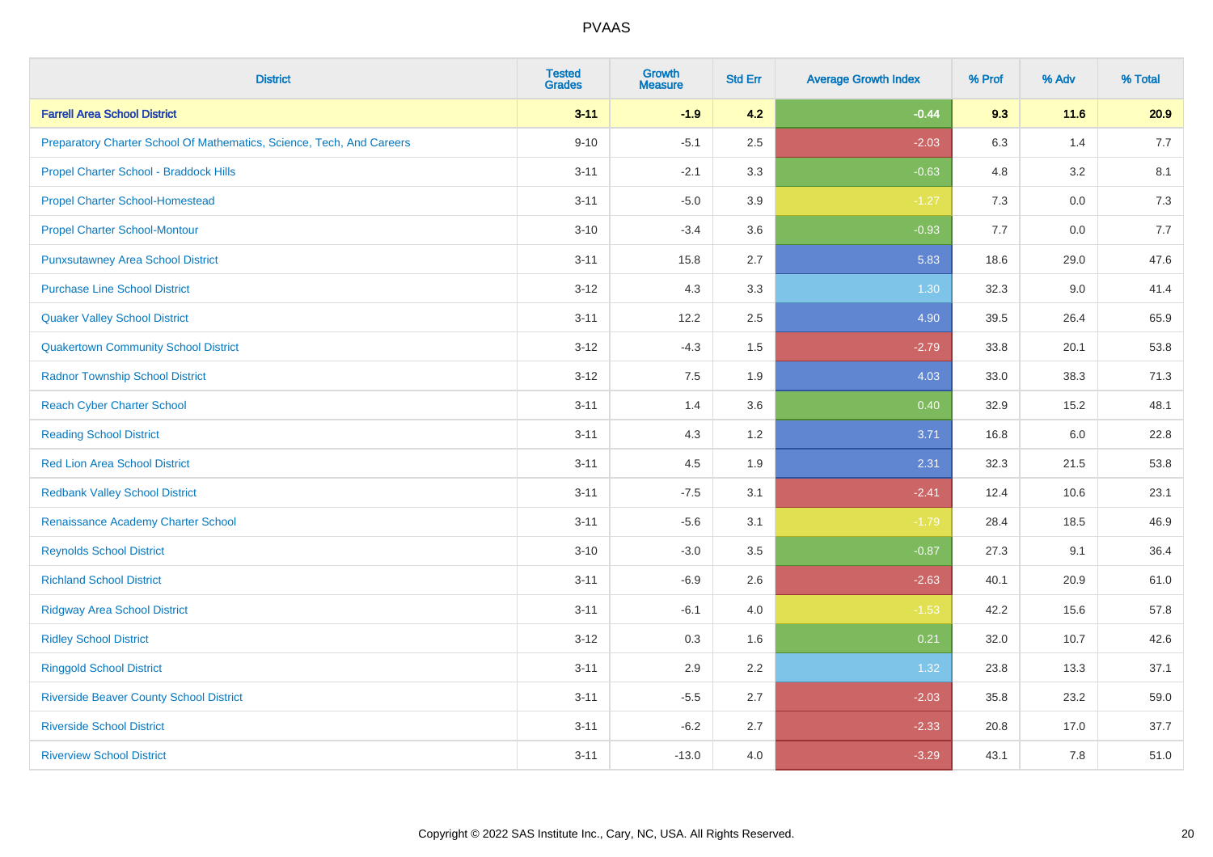| District | Tested Grades | Growth Measure | Std Err | Average Growth Index | % Prof | % Adv | % Total |
|---|---|---|---|---|---|---|---|
| **Farrell Area School District** | **3-11** | **-1.9** | **4.2** | **-0.44** | **9.3** | **11.6** | **20.9** |
| Preparatory Charter School Of Mathematics, Science, Tech, And Careers | 9-10 | -5.1 | 2.5 | -2.03 | 6.3 | 1.4 | 7.7 |
| Propel Charter School - Braddock Hills | 3-11 | -2.1 | 3.3 | -0.63 | 4.8 | 3.2 | 8.1 |
| Propel Charter School-Homestead | 3-11 | -5.0 | 3.9 | -1.27 | 7.3 | 0.0 | 7.3 |
| Propel Charter School-Montour | 3-10 | -3.4 | 3.6 | -0.93 | 7.7 | 0.0 | 7.7 |
| Punxsutawney Area School District | 3-11 | 15.8 | 2.7 | 5.83 | 18.6 | 29.0 | 47.6 |
| Purchase Line School District | 3-12 | 4.3 | 3.3 | 1.30 | 32.3 | 9.0 | 41.4 |
| Quaker Valley School District | 3-11 | 12.2 | 2.5 | 4.90 | 39.5 | 26.4 | 65.9 |
| Quakertown Community School District | 3-12 | -4.3 | 1.5 | -2.79 | 33.8 | 20.1 | 53.8 |
| Radnor Township School District | 3-12 | 7.5 | 1.9 | 4.03 | 33.0 | 38.3 | 71.3 |
| Reach Cyber Charter School | 3-11 | 1.4 | 3.6 | 0.40 | 32.9 | 15.2 | 48.1 |
| Reading School District | 3-11 | 4.3 | 1.2 | 3.71 | 16.8 | 6.0 | 22.8 |
| Red Lion Area School District | 3-11 | 4.5 | 1.9 | 2.31 | 32.3 | 21.5 | 53.8 |
| Redbank Valley School District | 3-11 | -7.5 | 3.1 | -2.41 | 12.4 | 10.6 | 23.1 |
| Renaissance Academy Charter School | 3-11 | -5.6 | 3.1 | -1.79 | 28.4 | 18.5 | 46.9 |
| Reynolds School District | 3-10 | -3.0 | 3.5 | -0.87 | 27.3 | 9.1 | 36.4 |
| Richland School District | 3-11 | -6.9 | 2.6 | -2.63 | 40.1 | 20.9 | 61.0 |
| Ridgway Area School District | 3-11 | -6.1 | 4.0 | -1.53 | 42.2 | 15.6 | 57.8 |
| Ridley School District | 3-12 | 0.3 | 1.6 | 0.21 | 32.0 | 10.7 | 42.6 |
| Ringgold School District | 3-11 | 2.9 | 2.2 | 1.32 | 23.8 | 13.3 | 37.1 |
| Riverside Beaver County School District | 3-11 | -5.5 | 2.7 | -2.03 | 35.8 | 23.2 | 59.0 |
| Riverside School District | 3-11 | -6.2 | 2.7 | -2.33 | 20.8 | 17.0 | 37.7 |
| Riverview School District | 3-11 | -13.0 | 4.0 | -3.29 | 43.1 | 7.8 | 51.0 |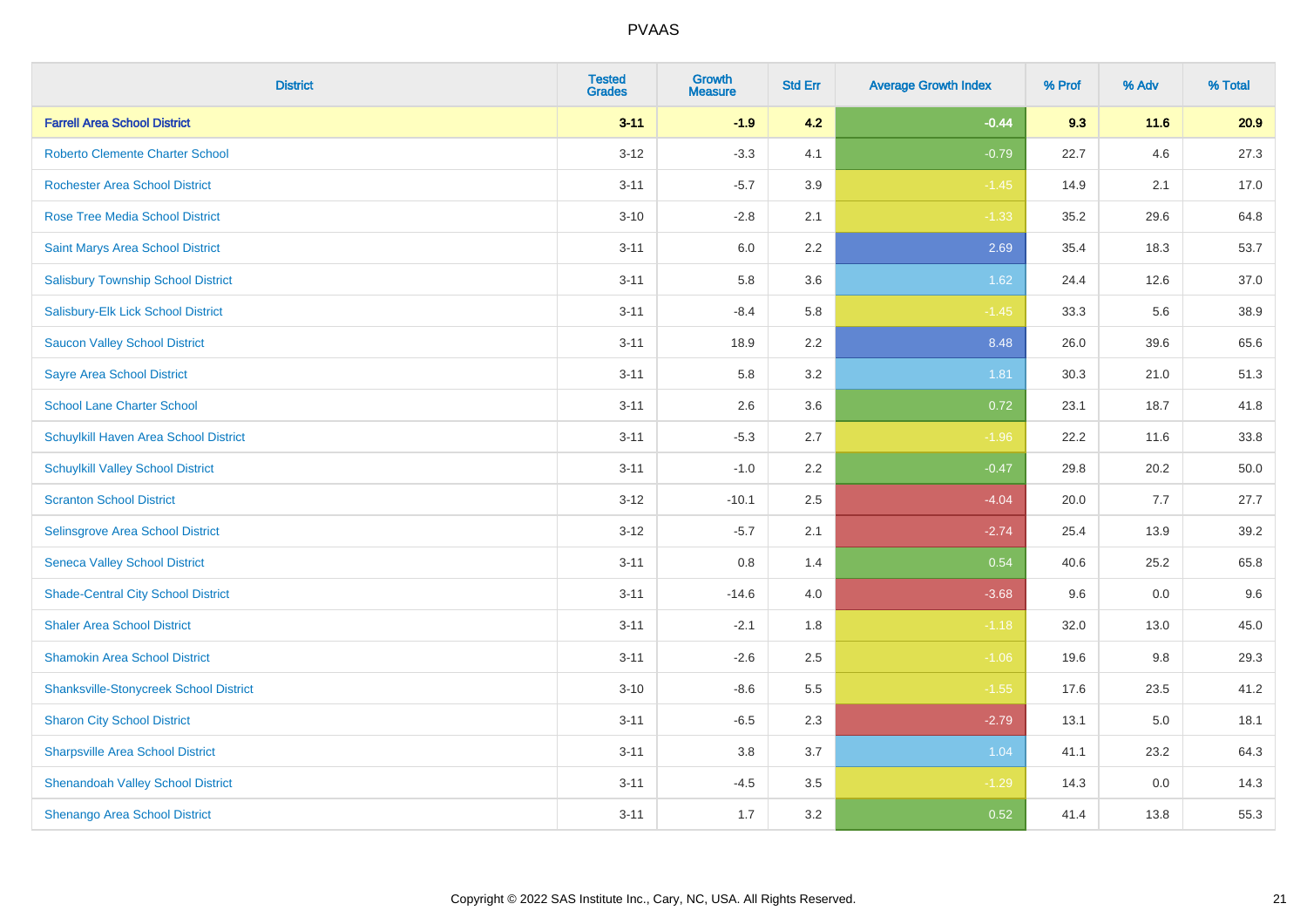# PVAAS

| District | Tested Grades | Growth Measure | Std Err | Average Growth Index | % Prof | % Adv | % Total |
|---|---|---|---|---|---|---|---|
| **Farrell Area School District** | **3-11** | **-1.9** | **4.2** | **-0.44** | **9.3** | **11.6** | **20.9** |
| Roberto Clemente Charter School | 3-12 | -3.3 | 4.1 | -0.79 | 22.7 | 4.6 | 27.3 |
| Rochester Area School District | 3-11 | -5.7 | 3.9 | -1.45 | 14.9 | 2.1 | 17.0 |
| Rose Tree Media School District | 3-10 | -2.8 | 2.1 | -1.33 | 35.2 | 29.6 | 64.8 |
| Saint Marys Area School District | 3-11 | 6.0 | 2.2 | 2.69 | 35.4 | 18.3 | 53.7 |
| Salisbury Township School District | 3-11 | 5.8 | 3.6 | 1.62 | 24.4 | 12.6 | 37.0 |
| Salisbury-Elk Lick School District | 3-11 | -8.4 | 5.8 | -1.45 | 33.3 | 5.6 | 38.9 |
| Saucon Valley School District | 3-11 | 18.9 | 2.2 | 8.48 | 26.0 | 39.6 | 65.6 |
| Sayre Area School District | 3-11 | 5.8 | 3.2 | 1.81 | 30.3 | 21.0 | 51.3 |
| School Lane Charter School | 3-11 | 2.6 | 3.6 | 0.72 | 23.1 | 18.7 | 41.8 |
| Schuylkill Haven Area School District | 3-11 | -5.3 | 2.7 | -1.96 | 22.2 | 11.6 | 33.8 |
| Schuylkill Valley School District | 3-11 | -1.0 | 2.2 | -0.47 | 29.8 | 20.2 | 50.0 |
| Scranton School District | 3-12 | -10.1 | 2.5 | -4.04 | 20.0 | 7.7 | 27.7 |
| Selinsgrove Area School District | 3-12 | -5.7 | 2.1 | -2.74 | 25.4 | 13.9 | 39.2 |
| Seneca Valley School District | 3-11 | 0.8 | 1.4 | 0.54 | 40.6 | 25.2 | 65.8 |
| Shade-Central City School District | 3-11 | -14.6 | 4.0 | -3.68 | 9.6 | 0.0 | 9.6 |
| Shaler Area School District | 3-11 | -2.1 | 1.8 | -1.18 | 32.0 | 13.0 | 45.0 |
| Shamokin Area School District | 3-11 | -2.6 | 2.5 | -1.06 | 19.6 | 9.8 | 29.3 |
| Shanksville-Stonycreek School District | 3-10 | -8.6 | 5.5 | -1.55 | 17.6 | 23.5 | 41.2 |
| Sharon City School District | 3-11 | -6.5 | 2.3 | -2.79 | 13.1 | 5.0 | 18.1 |
| Sharpsville Area School District | 3-11 | 3.8 | 3.7 | 1.04 | 41.1 | 23.2 | 64.3 |
| Shenandoah Valley School District | 3-11 | -4.5 | 3.5 | -1.29 | 14.3 | 0.0 | 14.3 |
| Shenango Area School District | 3-11 | 1.7 | 3.2 | 0.52 | 41.4 | 13.8 | 55.3 |

Copyright © 2022 SAS Institute Inc., Cary, NC, USA. All Rights Reserved.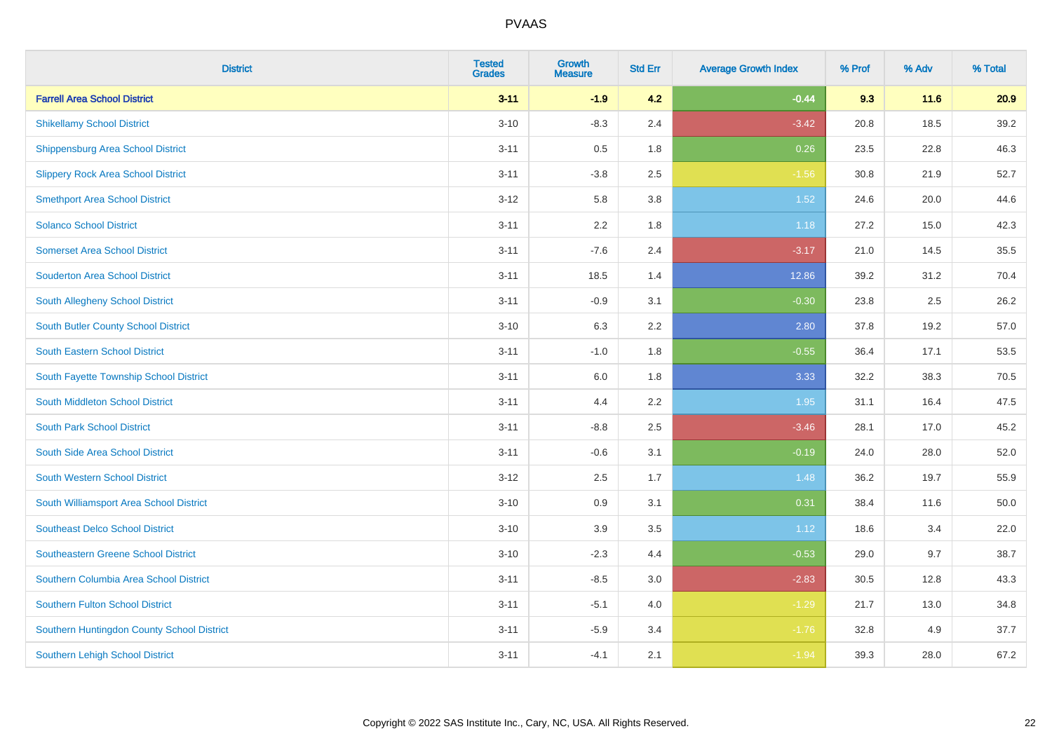# PVAAS

| District | Tested Grades | Growth Measure | Std Err | Average Growth Index | % Prof | % Adv | % Total |
|---|---|---|---|---|---|---|---|
| **Farrell Area School District** | **3-11** | **-1.9** | **4.2** | **-0.44** | **9.3** | **11.6** | **20.9** |
| Shikellamy School District | 3-10 | -8.3 | 2.4 | -3.42 | 20.8 | 18.5 | 39.2 |
| Shippensburg Area School District | 3-11 | 0.5 | 1.8 | 0.26 | 23.5 | 22.8 | 46.3 |
| Slippery Rock Area School District | 3-11 | -3.8 | 2.5 | -1.56 | 30.8 | 21.9 | 52.7 |
| Smethport Area School District | 3-12 | 5.8 | 3.8 | 1.52 | 24.6 | 20.0 | 44.6 |
| Solanco School District | 3-11 | 2.2 | 1.8 | 1.18 | 27.2 | 15.0 | 42.3 |
| Somerset Area School District | 3-11 | -7.6 | 2.4 | -3.17 | 21.0 | 14.5 | 35.5 |
| Souderton Area School District | 3-11 | 18.5 | 1.4 | 12.86 | 39.2 | 31.2 | 70.4 |
| South Allegheny School District | 3-11 | -0.9 | 3.1 | -0.30 | 23.8 | 2.5 | 26.2 |
| South Butler County School District | 3-10 | 6.3 | 2.2 | 2.80 | 37.8 | 19.2 | 57.0 |
| South Eastern School District | 3-11 | -1.0 | 1.8 | -0.55 | 36.4 | 17.1 | 53.5 |
| South Fayette Township School District | 3-11 | 6.0 | 1.8 | 3.33 | 32.2 | 38.3 | 70.5 |
| South Middleton School District | 3-11 | 4.4 | 2.2 | 1.95 | 31.1 | 16.4 | 47.5 |
| South Park School District | 3-11 | -8.8 | 2.5 | -3.46 | 28.1 | 17.0 | 45.2 |
| South Side Area School District | 3-11 | -0.6 | 3.1 | -0.19 | 24.0 | 28.0 | 52.0 |
| South Western School District | 3-12 | 2.5 | 1.7 | 1.48 | 36.2 | 19.7 | 55.9 |
| South Williamsport Area School District | 3-10 | 0.9 | 3.1 | 0.31 | 38.4 | 11.6 | 50.0 |
| Southeast Delco School District | 3-10 | 3.9 | 3.5 | 1.12 | 18.6 | 3.4 | 22.0 |
| Southeastern Greene School District | 3-10 | -2.3 | 4.4 | -0.53 | 29.0 | 9.7 | 38.7 |
| Southern Columbia Area School District | 3-11 | -8.5 | 3.0 | -2.83 | 30.5 | 12.8 | 43.3 |
| Southern Fulton School District | 3-11 | -5.1 | 4.0 | -1.29 | 21.7 | 13.0 | 34.8 |
| Southern Huntingdon County School District | 3-11 | -5.9 | 3.4 | -1.76 | 32.8 | 4.9 | 37.7 |
| Southern Lehigh School District | 3-11 | -4.1 | 2.1 | -1.94 | 39.3 | 28.0 | 67.2 |

Copyright © 2022 SAS Institute Inc., Cary, NC, USA. All Rights Reserved.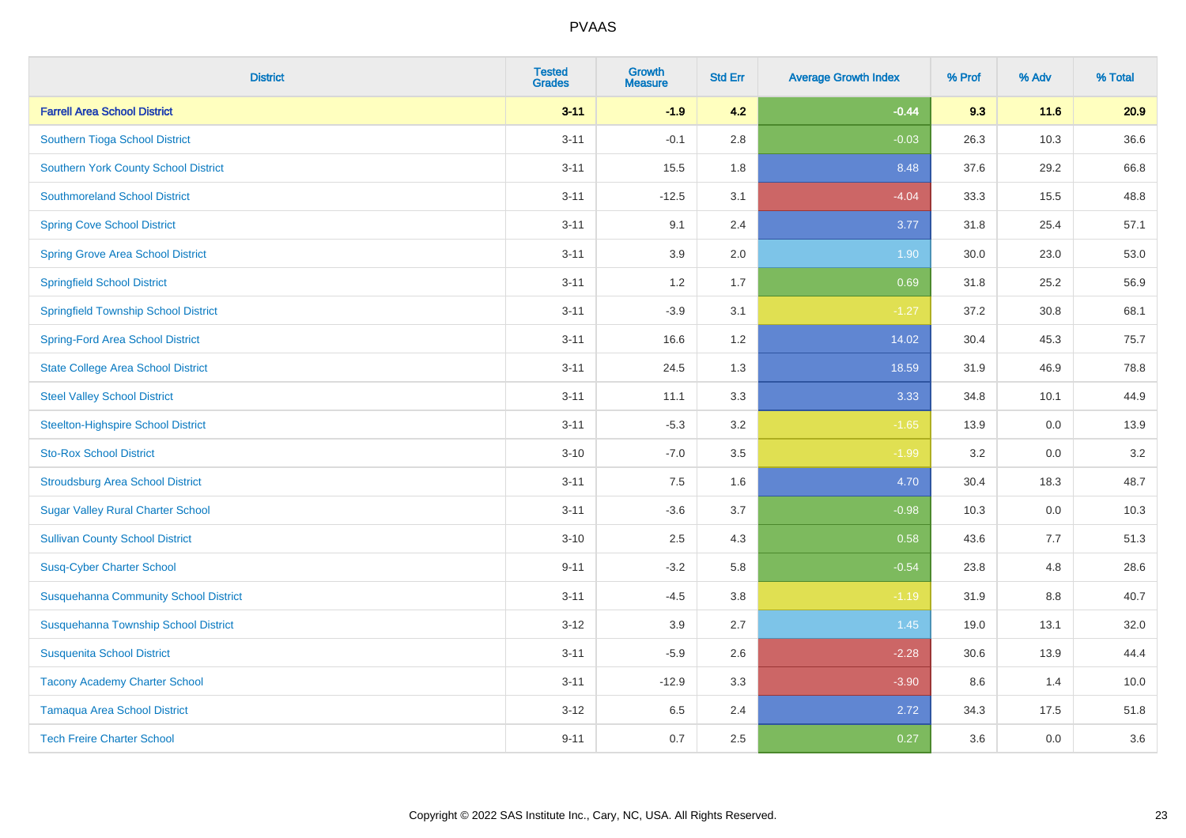| District | Tested Grades | Growth Measure | Std Err | Average Growth Index | % Prof | % Adv | % Total |
|---|---|---|---|---|---|---|---|
| **Farrell Area School District** | **3-11** | **-1.9** | **4.2** | **-0.44** | **9.3** | **11.6** | **20.9** |
| Southern Tioga School District | 3-11 | -0.1 | 2.8 | -0.03 | 26.3 | 10.3 | 36.6 |
| Southern York County School District | 3-11 | 15.5 | 1.8 | 8.48 | 37.6 | 29.2 | 66.8 |
| Southmoreland School District | 3-11 | -12.5 | 3.1 | -4.04 | 33.3 | 15.5 | 48.8 |
| Spring Cove School District | 3-11 | 9.1 | 2.4 | 3.77 | 31.8 | 25.4 | 57.1 |
| Spring Grove Area School District | 3-11 | 3.9 | 2.0 | 1.90 | 30.0 | 23.0 | 53.0 |
| Springfield School District | 3-11 | 1.2 | 1.7 | 0.69 | 31.8 | 25.2 | 56.9 |
| Springfield Township School District | 3-11 | -3.9 | 3.1 | -1.27 | 37.2 | 30.8 | 68.1 |
| Spring-Ford Area School District | 3-11 | 16.6 | 1.2 | 14.02 | 30.4 | 45.3 | 75.7 |
| State College Area School District | 3-11 | 24.5 | 1.3 | 18.59 | 31.9 | 46.9 | 78.8 |
| Steel Valley School District | 3-11 | 11.1 | 3.3 | 3.33 | 34.8 | 10.1 | 44.9 |
| Steelton-Highspire School District | 3-11 | -5.3 | 3.2 | -1.65 | 13.9 | 0.0 | 13.9 |
| Sto-Rox School District | 3-10 | -7.0 | 3.5 | -1.99 | 3.2 | 0.0 | 3.2 |
| Stroudsburg Area School District | 3-11 | 7.5 | 1.6 | 4.70 | 30.4 | 18.3 | 48.7 |
| Sugar Valley Rural Charter School | 3-11 | -3.6 | 3.7 | -0.98 | 10.3 | 0.0 | 10.3 |
| Sullivan County School District | 3-10 | 2.5 | 4.3 | 0.58 | 43.6 | 7.7 | 51.3 |
| Susq-Cyber Charter School | 9-11 | -3.2 | 5.8 | -0.54 | 23.8 | 4.8 | 28.6 |
| Susquehanna Community School District | 3-11 | -4.5 | 3.8 | -1.19 | 31.9 | 8.8 | 40.7 |
| Susquehanna Township School District | 3-12 | 3.9 | 2.7 | 1.45 | 19.0 | 13.1 | 32.0 |
| Susquenita School District | 3-11 | -5.9 | 2.6 | -2.28 | 30.6 | 13.9 | 44.4 |
| Tacony Academy Charter School | 3-11 | -12.9 | 3.3 | -3.90 | 8.6 | 1.4 | 10.0 |
| Tamaqua Area School District | 3-12 | 6.5 | 2.4 | 2.72 | 34.3 | 17.5 | 51.8 |
| Tech Freire Charter School | 9-11 | 0.7 | 2.5 | 0.27 | 3.6 | 0.0 | 3.6 |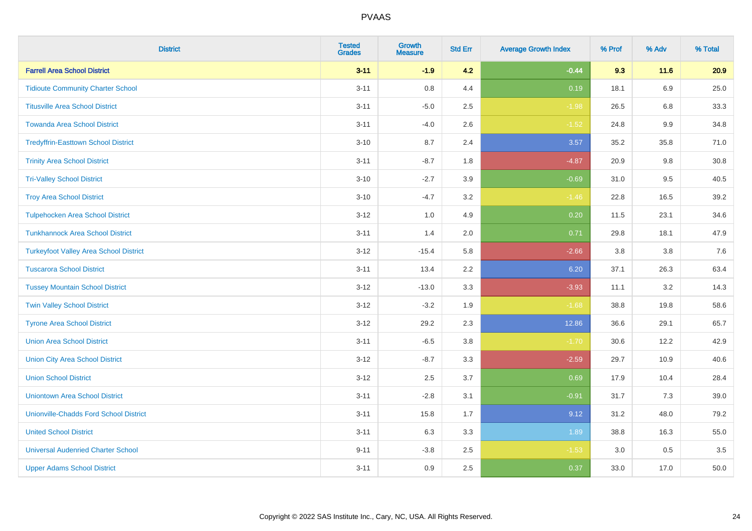# PVAAS

| District | Tested Grades | Growth Measure | Std Err | Average Growth Index | % Prof | % Adv | % Total |
|---|---|---|---|---|---|---|---|
| **Farrell Area School District** | **3-11** | **-1.9** | **4.2** | **-0.44** | **9.3** | **11.6** | **20.9** |
| Tidioute Community Charter School | 3-11 | 0.8 | 4.4 | 0.19 | 18.1 | 6.9 | 25.0 |
| Titusville Area School District | 3-11 | -5.0 | 2.5 | -1.98 | 26.5 | 6.8 | 33.3 |
| Towanda Area School District | 3-11 | -4.0 | 2.6 | -1.52 | 24.8 | 9.9 | 34.8 |
| Tredyffrin-Easttown School District | 3-10 | 8.7 | 2.4 | 3.57 | 35.2 | 35.8 | 71.0 |
| Trinity Area School District | 3-11 | -8.7 | 1.8 | -4.87 | 20.9 | 9.8 | 30.8 |
| Tri-Valley School District | 3-10 | -2.7 | 3.9 | -0.69 | 31.0 | 9.5 | 40.5 |
| Troy Area School District | 3-10 | -4.7 | 3.2 | -1.46 | 22.8 | 16.5 | 39.2 |
| Tulpehocken Area School District | 3-12 | 1.0 | 4.9 | 0.20 | 11.5 | 23.1 | 34.6 |
| Tunkhannock Area School District | 3-11 | 1.4 | 2.0 | 0.71 | 29.8 | 18.1 | 47.9 |
| Turkeyfoot Valley Area School District | 3-12 | -15.4 | 5.8 | -2.66 | 3.8 | 3.8 | 7.6 |
| Tuscarora School District | 3-11 | 13.4 | 2.2 | 6.20 | 37.1 | 26.3 | 63.4 |
| Tussey Mountain School District | 3-12 | -13.0 | 3.3 | -3.93 | 11.1 | 3.2 | 14.3 |
| Twin Valley School District | 3-12 | -3.2 | 1.9 | -1.68 | 38.8 | 19.8 | 58.6 |
| Tyrone Area School District | 3-12 | 29.2 | 2.3 | 12.86 | 36.6 | 29.1 | 65.7 |
| Union Area School District | 3-11 | -6.5 | 3.8 | -1.70 | 30.6 | 12.2 | 42.9 |
| Union City Area School District | 3-12 | -8.7 | 3.3 | -2.59 | 29.7 | 10.9 | 40.6 |
| Union School District | 3-12 | 2.5 | 3.7 | 0.69 | 17.9 | 10.4 | 28.4 |
| Uniontown Area School District | 3-11 | -2.8 | 3.1 | -0.91 | 31.7 | 7.3 | 39.0 |
| Unionville-Chadds Ford School District | 3-11 | 15.8 | 1.7 | 9.12 | 31.2 | 48.0 | 79.2 |
| United School District | 3-11 | 6.3 | 3.3 | 1.89 | 38.8 | 16.3 | 55.0 |
| Universal Audenried Charter School | 9-11 | -3.8 | 2.5 | -1.53 | 3.0 | 0.5 | 3.5 |
| Upper Adams School District | 3-11 | 0.9 | 2.5 | 0.37 | 33.0 | 17.0 | 50.0 |

Copyright © 2022 SAS Institute Inc., Cary, NC, USA. All Rights Reserved.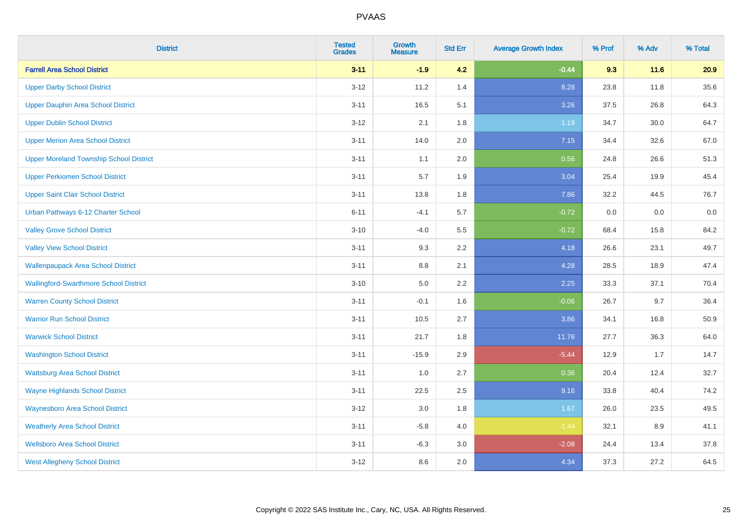# PVAAS

| District | Tested Grades | Growth Measure | Std Err | Average Growth Index | % Prof | % Adv | % Total |
|---|---|---|---|---|---|---|---|
| **Farrell Area School District** | **3-11** | **-1.9** | **4.2** | **-0.44** | **9.3** | **11.6** | **20.9** |
| Upper Darby School District | 3-12 | 11.2 | 1.4 | 8.28 | 23.8 | 11.8 | 35.6 |
| Upper Dauphin Area School District | 3-11 | 16.5 | 5.1 | 3.26 | 37.5 | 26.8 | 64.3 |
| Upper Dublin School District | 3-12 | 2.1 | 1.8 | 1.19 | 34.7 | 30.0 | 64.7 |
| Upper Merion Area School District | 3-11 | 14.0 | 2.0 | 7.15 | 34.4 | 32.6 | 67.0 |
| Upper Moreland Township School District | 3-11 | 1.1 | 2.0 | 0.56 | 24.8 | 26.6 | 51.3 |
| Upper Perkiomen School District | 3-11 | 5.7 | 1.9 | 3.04 | 25.4 | 19.9 | 45.4 |
| Upper Saint Clair School District | 3-11 | 13.8 | 1.8 | 7.86 | 32.2 | 44.5 | 76.7 |
| Urban Pathways 6-12 Charter School | 6-11 | -4.1 | 5.7 | -0.72 | 0.0 | 0.0 | 0.0 |
| Valley Grove School District | 3-10 | -4.0 | 5.5 | -0.72 | 68.4 | 15.8 | 84.2 |
| Valley View School District | 3-11 | 9.3 | 2.2 | 4.18 | 26.6 | 23.1 | 49.7 |
| Wallenpaupack Area School District | 3-11 | 8.8 | 2.1 | 4.28 | 28.5 | 18.9 | 47.4 |
| Wallingford-Swarthmore School District | 3-10 | 5.0 | 2.2 | 2.25 | 33.3 | 37.1 | 70.4 |
| Warren County School District | 3-11 | -0.1 | 1.6 | -0.06 | 26.7 | 9.7 | 36.4 |
| Warrior Run School District | 3-11 | 10.5 | 2.7 | 3.86 | 34.1 | 16.8 | 50.9 |
| Warwick School District | 3-11 | 21.7 | 1.8 | 11.76 | 27.7 | 36.3 | 64.0 |
| Washington School District | 3-11 | -15.9 | 2.9 | -5.44 | 12.9 | 1.7 | 14.7 |
| Wattsburg Area School District | 3-11 | 1.0 | 2.7 | 0.36 | 20.4 | 12.4 | 32.7 |
| Wayne Highlands School District | 3-11 | 22.5 | 2.5 | 9.16 | 33.8 | 40.4 | 74.2 |
| Waynesboro Area School District | 3-12 | 3.0 | 1.8 | 1.67 | 26.0 | 23.5 | 49.5 |
| Weatherly Area School District | 3-11 | -5.8 | 4.0 | -1.44 | 32.1 | 8.9 | 41.1 |
| Wellsboro Area School District | 3-11 | -6.3 | 3.0 | -2.08 | 24.4 | 13.4 | 37.8 |
| West Allegheny School District | 3-12 | 8.6 | 2.0 | 4.34 | 37.3 | 27.2 | 64.5 |

Copyright © 2022 SAS Institute Inc., Cary, NC, USA. All Rights Reserved.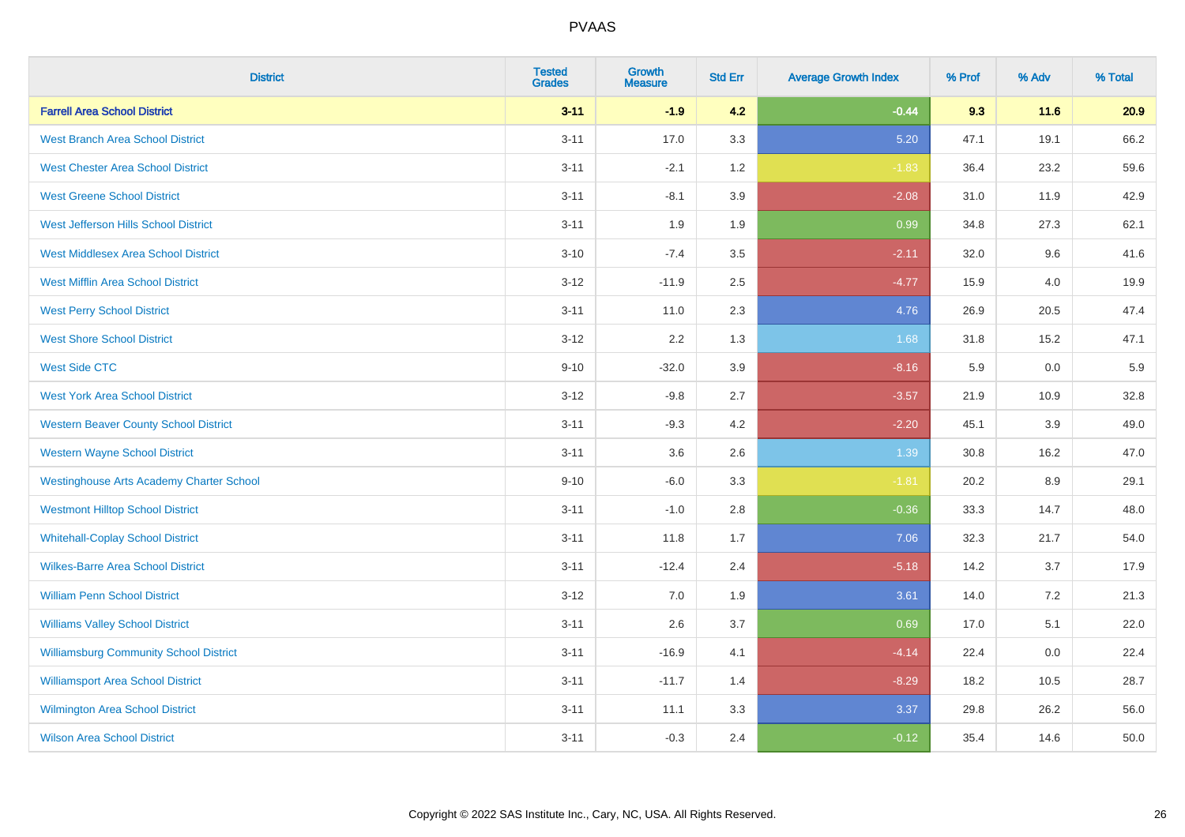PVAAS

| District | Tested Grades | Growth Measure | Std Err | Average Growth Index | % Prof | % Adv | % Total |
|---|---|---|---|---|---|---|---|
| **Farrell Area School District** | **3-11** | **-1.9** | **4.2** | **-0.44** | **9.3** | **11.6** | **20.9** |
| West Branch Area School District | 3-11 | 17.0 | 3.3 | 5.20 | 47.1 | 19.1 | 66.2 |
| West Chester Area School District | 3-11 | -2.1 | 1.2 | -1.83 | 36.4 | 23.2 | 59.6 |
| West Greene School District | 3-11 | -8.1 | 3.9 | -2.08 | 31.0 | 11.9 | 42.9 |
| West Jefferson Hills School District | 3-11 | 1.9 | 1.9 | 0.99 | 34.8 | 27.3 | 62.1 |
| West Middlesex Area School District | 3-10 | -7.4 | 3.5 | -2.11 | 32.0 | 9.6 | 41.6 |
| West Mifflin Area School District | 3-12 | -11.9 | 2.5 | -4.77 | 15.9 | 4.0 | 19.9 |
| West Perry School District | 3-11 | 11.0 | 2.3 | 4.76 | 26.9 | 20.5 | 47.4 |
| West Shore School District | 3-12 | 2.2 | 1.3 | 1.68 | 31.8 | 15.2 | 47.1 |
| West Side CTC | 9-10 | -32.0 | 3.9 | -8.16 | 5.9 | 0.0 | 5.9 |
| West York Area School District | 3-12 | -9.8 | 2.7 | -3.57 | 21.9 | 10.9 | 32.8 |
| Western Beaver County School District | 3-11 | -9.3 | 4.2 | -2.20 | 45.1 | 3.9 | 49.0 |
| Western Wayne School District | 3-11 | 3.6 | 2.6 | 1.39 | 30.8 | 16.2 | 47.0 |
| Westinghouse Arts Academy Charter School | 9-10 | -6.0 | 3.3 | -1.81 | 20.2 | 8.9 | 29.1 |
| Westmont Hilltop School District | 3-11 | -1.0 | 2.8 | -0.36 | 33.3 | 14.7 | 48.0 |
| Whitehall-Coplay School District | 3-11 | 11.8 | 1.7 | 7.06 | 32.3 | 21.7 | 54.0 |
| Wilkes-Barre Area School District | 3-11 | -12.4 | 2.4 | -5.18 | 14.2 | 3.7 | 17.9 |
| William Penn School District | 3-12 | 7.0 | 1.9 | 3.61 | 14.0 | 7.2 | 21.3 |
| Williams Valley School District | 3-11 | 2.6 | 3.7 | 0.69 | 17.0 | 5.1 | 22.0 |
| Williamsburg Community School District | 3-11 | -16.9 | 4.1 | -4.14 | 22.4 | 0.0 | 22.4 |
| Williamsport Area School District | 3-11 | -11.7 | 1.4 | -8.29 | 18.2 | 10.5 | 28.7 |
| Wilmington Area School District | 3-11 | 11.1 | 3.3 | 3.37 | 29.8 | 26.2 | 56.0 |
| Wilson Area School District | 3-11 | -0.3 | 2.4 | -0.12 | 35.4 | 14.6 | 50.0 |

Copyright © 2022 SAS Institute Inc., Cary, NC, USA. All Rights Reserved.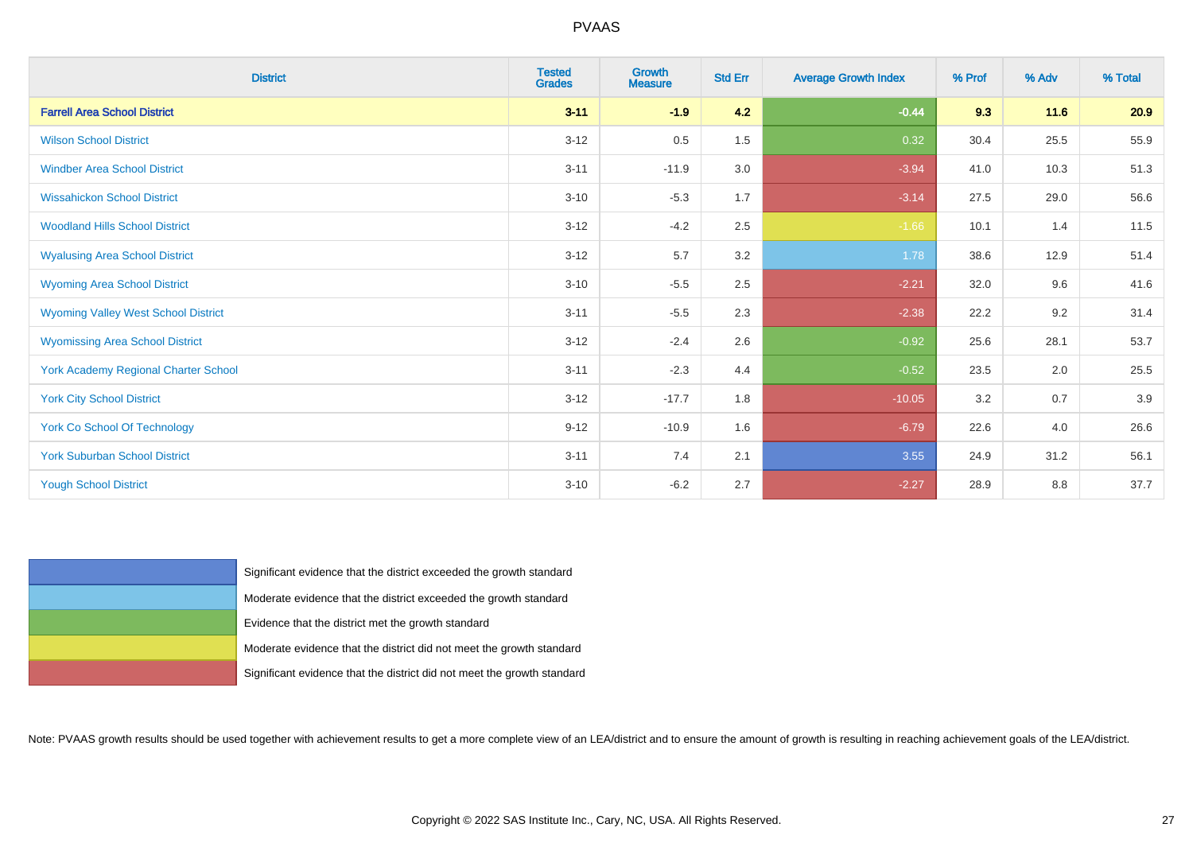PVAAS

| District | Tested Grades | Growth Measure | Std Err | Average Growth Index | % Prof | % Adv | % Total |
|---|---|---|---|---|---|---|---|
| **Farrell Area School District** | **3-11** | **-1.9** | **4.2** | **-0.44** | **9.3** | **11.6** | **20.9** |
| Wilson School District | 3-12 | 0.5 | 1.5 | 0.32 | 30.4 | 25.5 | 55.9 |
| Windber Area School District | 3-11 | -11.9 | 3.0 | -3.94 | 41.0 | 10.3 | 51.3 |
| Wissahickon School District | 3-10 | -5.3 | 1.7 | -3.14 | 27.5 | 29.0 | 56.6 |
| Woodland Hills School District | 3-12 | -4.2 | 2.5 | -1.66 | 10.1 | 1.4 | 11.5 |
| Wyalusing Area School District | 3-12 | 5.7 | 3.2 | 1.78 | 38.6 | 12.9 | 51.4 |
| Wyoming Area School District | 3-10 | -5.5 | 2.5 | -2.21 | 32.0 | 9.6 | 41.6 |
| Wyoming Valley West School District | 3-11 | -5.5 | 2.3 | -2.38 | 22.2 | 9.2 | 31.4 |
| Wyomissing Area School District | 3-12 | -2.4 | 2.6 | -0.92 | 25.6 | 28.1 | 53.7 |
| York Academy Regional Charter School | 3-11 | -2.3 | 4.4 | -0.52 | 23.5 | 2.0 | 25.5 |
| York City School District | 3-12 | -17.7 | 1.8 | -10.05 | 3.2 | 0.7 | 3.9 |
| York Co School Of Technology | 9-12 | -10.9 | 1.6 | -6.79 | 22.6 | 4.0 | 26.6 |
| York Suburban School District | 3-11 | 7.4 | 2.1 | 3.55 | 24.9 | 31.2 | 56.1 |
| Yough School District | 3-10 | -6.2 | 2.7 | -2.27 | 28.9 | 8.8 | 37.7 |

- Significant evidence that the district exceeded the growth standard
- Moderate evidence that the district exceeded the growth standard
- Evidence that the district met the growth standard
- Moderate evidence that the district did not meet the growth standard
- Significant evidence that the district did not meet the growth standard

Note: PVAAS growth results should be used together with achievement results to get a more complete view of an LEA/district and to ensure the amount of growth is resulting in reaching achievement goals of the LEA/district.

Copyright © 2022 SAS Institute Inc., Cary, NC, USA. All Rights Reserved.